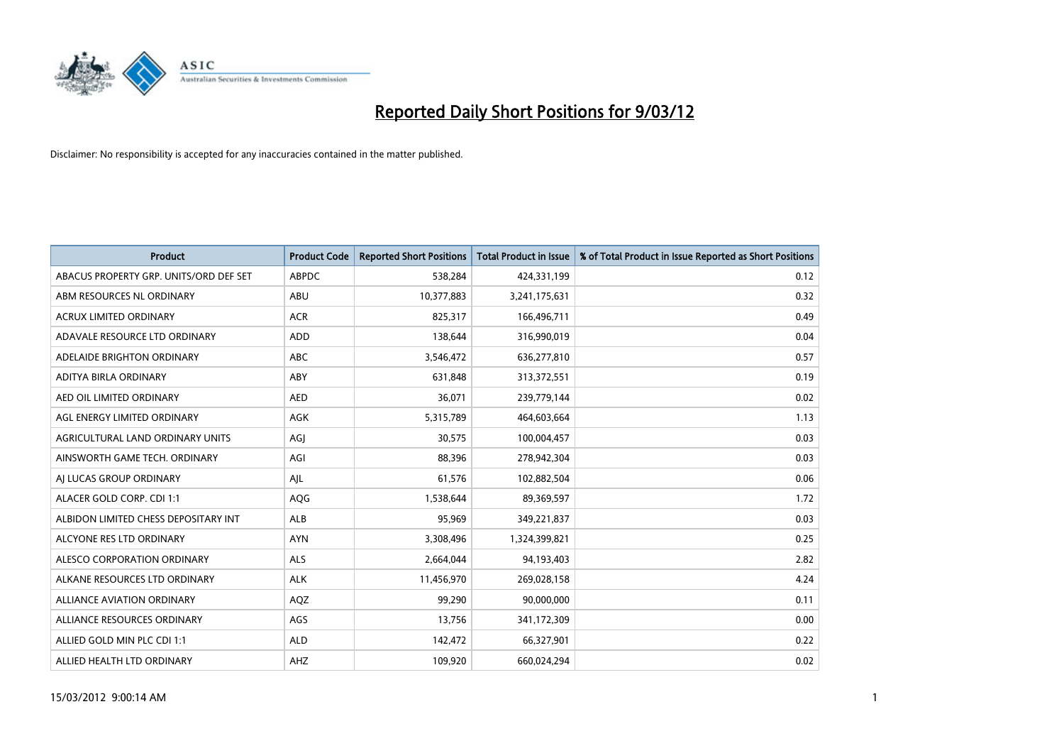# Reported Daily Short Positions for 9/03/12

Disclaimer: No responsibility is accepted for any inaccuracies contained in the matter published.

| Product | Product Code | Reported Short Positions | Total Product in Issue | % of Total Product in Issue Reported as Short Positions |
|---|---|---|---|---|
| ABACUS PROPERTY GRP. UNITS/ORD DEF SET | ABPDC | 538,284 | 424,331,199 | 0.12 |
| ABM RESOURCES NL ORDINARY | ABU | 10,377,883 | 3,241,175,631 | 0.32 |
| ACRUX LIMITED ORDINARY | ACR | 825,317 | 166,496,711 | 0.49 |
| ADAVALE RESOURCE LTD ORDINARY | ADD | 138,644 | 316,990,019 | 0.04 |
| ADELAIDE BRIGHTON ORDINARY | ABC | 3,546,472 | 636,277,810 | 0.57 |
| ADITYA BIRLA ORDINARY | ABY | 631,848 | 313,372,551 | 0.19 |
| AED OIL LIMITED ORDINARY | AED | 36,071 | 239,779,144 | 0.02 |
| AGL ENERGY LIMITED ORDINARY | AGK | 5,315,789 | 464,603,664 | 1.13 |
| AGRICULTURAL LAND ORDINARY UNITS | AGJ | 30,575 | 100,004,457 | 0.03 |
| AINSWORTH GAME TECH. ORDINARY | AGI | 88,396 | 278,942,304 | 0.03 |
| AJ LUCAS GROUP ORDINARY | AJL | 61,576 | 102,882,504 | 0.06 |
| ALACER GOLD CORP. CDI 1:1 | AQG | 1,538,644 | 89,369,597 | 1.72 |
| ALBIDON LIMITED CHESS DEPOSITARY INT | ALB | 95,969 | 349,221,837 | 0.03 |
| ALCYONE RES LTD ORDINARY | AYN | 3,308,496 | 1,324,399,821 | 0.25 |
| ALESCO CORPORATION ORDINARY | ALS | 2,664,044 | 94,193,403 | 2.82 |
| ALKANE RESOURCES LTD ORDINARY | ALK | 11,456,970 | 269,028,158 | 4.24 |
| ALLIANCE AVIATION ORDINARY | AQZ | 99,290 | 90,000,000 | 0.11 |
| ALLIANCE RESOURCES ORDINARY | AGS | 13,756 | 341,172,309 | 0.00 |
| ALLIED GOLD MIN PLC CDI 1:1 | ALD | 142,472 | 66,327,901 | 0.22 |
| ALLIED HEALTH LTD ORDINARY | AHZ | 109,920 | 660,024,294 | 0.02 |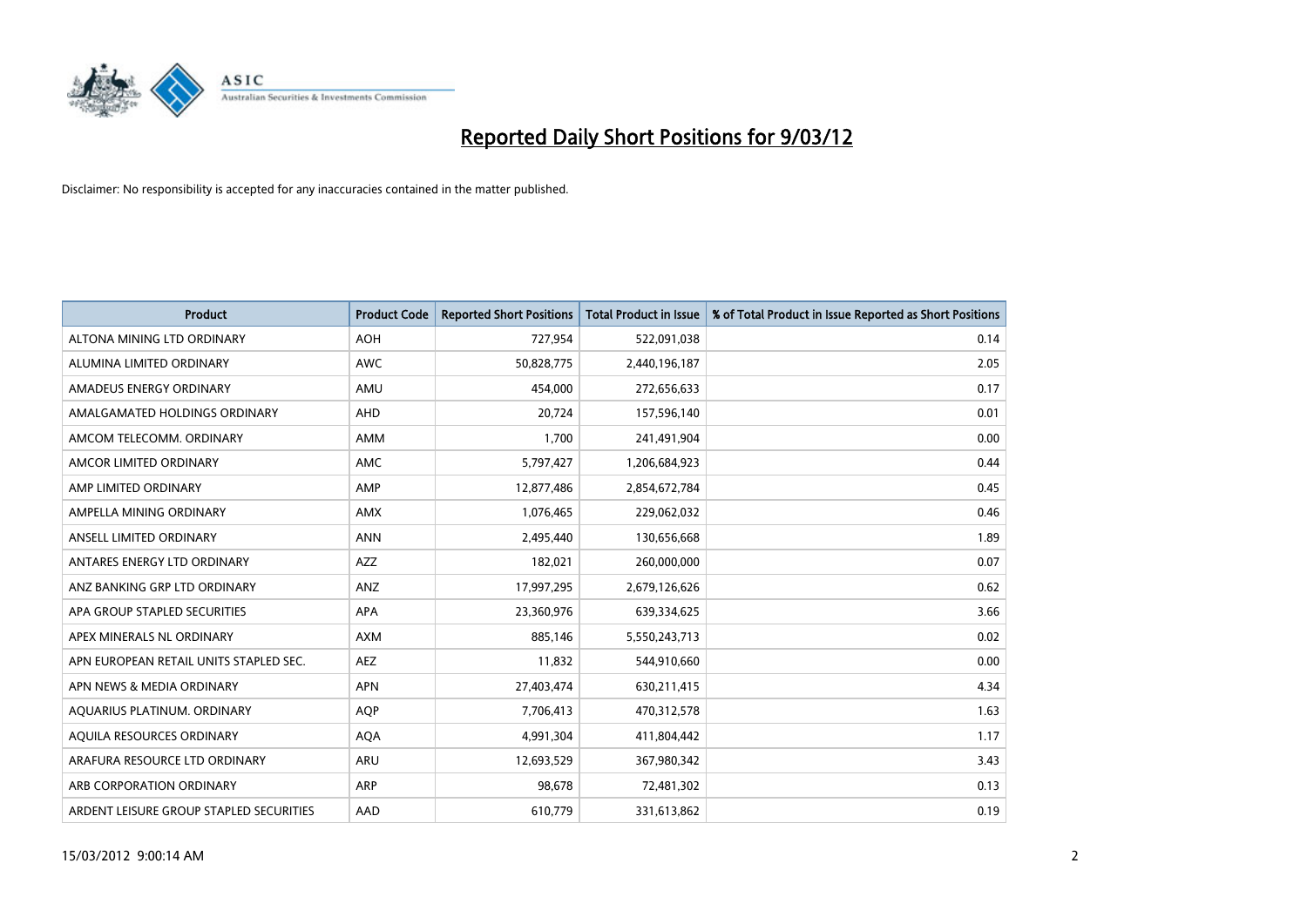# Reported Daily Short Positions for 9/03/12

Disclaimer: No responsibility is accepted for any inaccuracies contained in the matter published.

| Product | Product Code | Reported Short Positions | Total Product in Issue | % of Total Product in Issue Reported as Short Positions |
|---|---|---|---|---|
| ALTONA MINING LTD ORDINARY | AOH | 727,954 | 522,091,038 | 0.14 |
| ALUMINA LIMITED ORDINARY | AWC | 50,828,775 | 2,440,196,187 | 2.05 |
| AMADEUS ENERGY ORDINARY | AMU | 454,000 | 272,656,633 | 0.17 |
| AMALGAMATED HOLDINGS ORDINARY | AHD | 20,724 | 157,596,140 | 0.01 |
| AMCOM TELECOMM. ORDINARY | AMM | 1,700 | 241,491,904 | 0.00 |
| AMCOR LIMITED ORDINARY | AMC | 5,797,427 | 1,206,684,923 | 0.44 |
| AMP LIMITED ORDINARY | AMP | 12,877,486 | 2,854,672,784 | 0.45 |
| AMPELLA MINING ORDINARY | AMX | 1,076,465 | 229,062,032 | 0.46 |
| ANSELL LIMITED ORDINARY | ANN | 2,495,440 | 130,656,668 | 1.89 |
| ANTARES ENERGY LTD ORDINARY | AZZ | 182,021 | 260,000,000 | 0.07 |
| ANZ BANKING GRP LTD ORDINARY | ANZ | 17,997,295 | 2,679,126,626 | 0.62 |
| APA GROUP STAPLED SECURITIES | APA | 23,360,976 | 639,334,625 | 3.66 |
| APEX MINERALS NL ORDINARY | AXM | 885,146 | 5,550,243,713 | 0.02 |
| APN EUROPEAN RETAIL UNITS STAPLED SEC. | AEZ | 11,832 | 544,910,660 | 0.00 |
| APN NEWS & MEDIA ORDINARY | APN | 27,403,474 | 630,211,415 | 4.34 |
| AQUARIUS PLATINUM. ORDINARY | AQP | 7,706,413 | 470,312,578 | 1.63 |
| AQUILA RESOURCES ORDINARY | AQA | 4,991,304 | 411,804,442 | 1.17 |
| ARAFURA RESOURCE LTD ORDINARY | ARU | 12,693,529 | 367,980,342 | 3.43 |
| ARB CORPORATION ORDINARY | ARP | 98,678 | 72,481,302 | 0.13 |
| ARDENT LEISURE GROUP STAPLED SECURITIES | AAD | 610,779 | 331,613,862 | 0.19 |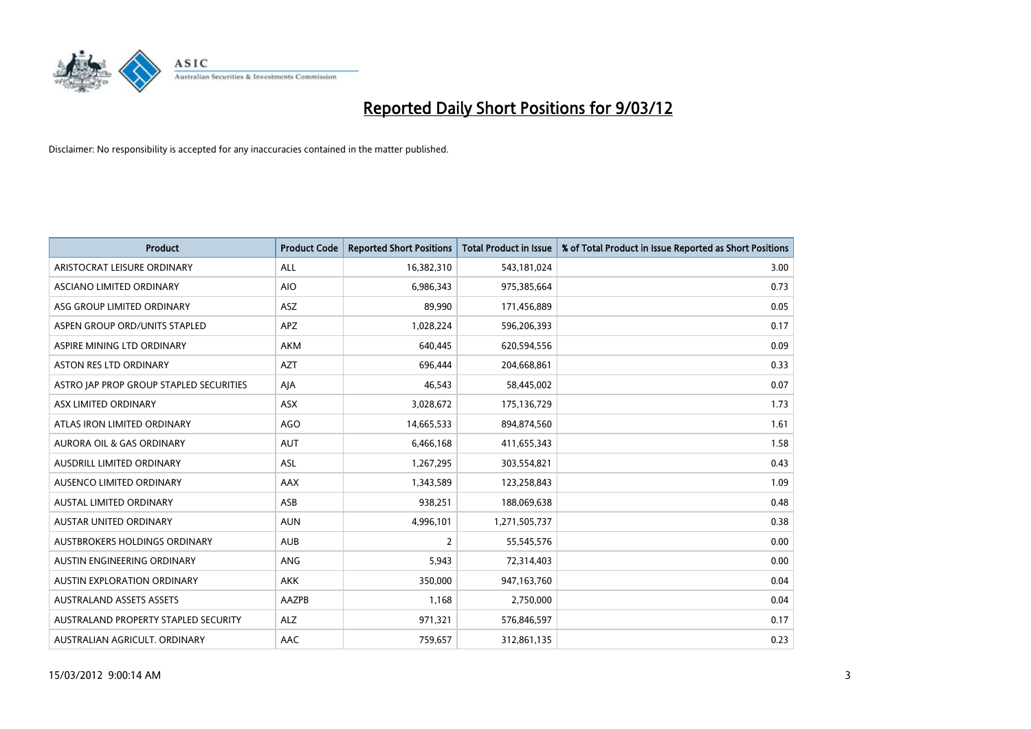# Reported Daily Short Positions for 9/03/12

Disclaimer: No responsibility is accepted for any inaccuracies contained in the matter published.

| Product | Product Code | Reported Short Positions | Total Product in Issue | % of Total Product in Issue Reported as Short Positions |
|---|---|---|---|---|
| ARISTOCRAT LEISURE ORDINARY | ALL | 16,382,310 | 543,181,024 | 3.00 |
| ASCIANO LIMITED ORDINARY | AIO | 6,986,343 | 975,385,664 | 0.73 |
| ASG GROUP LIMITED ORDINARY | ASZ | 89,990 | 171,456,889 | 0.05 |
| ASPEN GROUP ORD/UNITS STAPLED | APZ | 1,028,224 | 596,206,393 | 0.17 |
| ASPIRE MINING LTD ORDINARY | AKM | 640,445 | 620,594,556 | 0.09 |
| ASTON RES LTD ORDINARY | AZT | 696,444 | 204,668,861 | 0.33 |
| ASTRO JAP PROP GROUP STAPLED SECURITIES | AJA | 46,543 | 58,445,002 | 0.07 |
| ASX LIMITED ORDINARY | ASX | 3,028,672 | 175,136,729 | 1.73 |
| ATLAS IRON LIMITED ORDINARY | AGO | 14,665,533 | 894,874,560 | 1.61 |
| AURORA OIL & GAS ORDINARY | AUT | 6,466,168 | 411,655,343 | 1.58 |
| AUSDRILL LIMITED ORDINARY | ASL | 1,267,295 | 303,554,821 | 0.43 |
| AUSENCO LIMITED ORDINARY | AAX | 1,343,589 | 123,258,843 | 1.09 |
| AUSTAL LIMITED ORDINARY | ASB | 938,251 | 188,069,638 | 0.48 |
| AUSTAR UNITED ORDINARY | AUN | 4,996,101 | 1,271,505,737 | 0.38 |
| AUSTBROKERS HOLDINGS ORDINARY | AUB | 2 | 55,545,576 | 0.00 |
| AUSTIN ENGINEERING ORDINARY | ANG | 5,943 | 72,314,403 | 0.00 |
| AUSTIN EXPLORATION ORDINARY | AKK | 350,000 | 947,163,760 | 0.04 |
| AUSTRALAND ASSETS ASSETS | AAZPB | 1,168 | 2,750,000 | 0.04 |
| AUSTRALAND PROPERTY STAPLED SECURITY | ALZ | 971,321 | 576,846,597 | 0.17 |
| AUSTRALIAN AGRICULT. ORDINARY | AAC | 759,657 | 312,861,135 | 0.23 |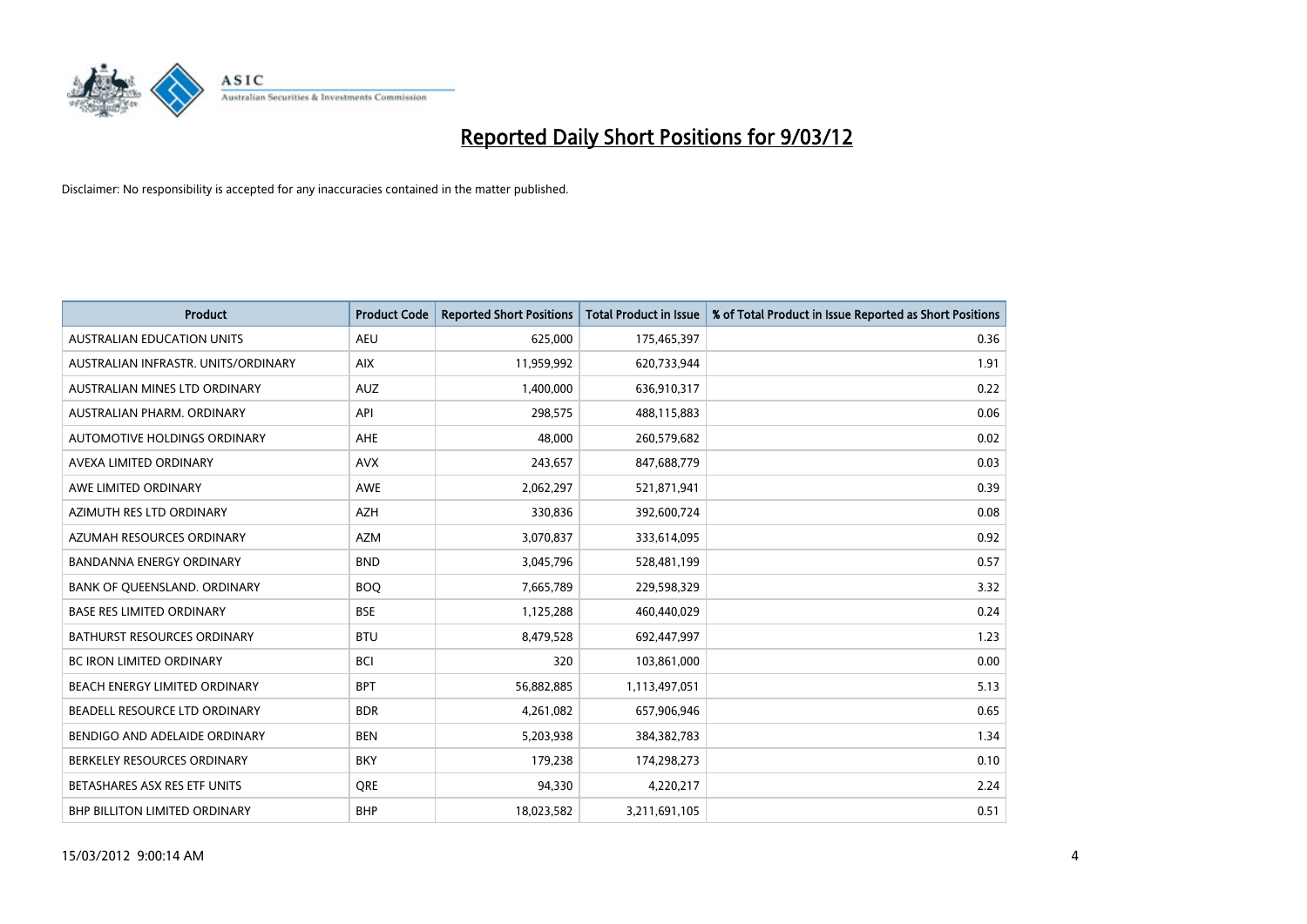# Reported Daily Short Positions for 9/03/12

Disclaimer: No responsibility is accepted for any inaccuracies contained in the matter published.

| Product | Product Code | Reported Short Positions | Total Product in Issue | % of Total Product in Issue Reported as Short Positions |
|---|---|---|---|---|
| AUSTRALIAN EDUCATION UNITS | AEU | 625,000 | 175,465,397 | 0.36 |
| AUSTRALIAN INFRASTR. UNITS/ORDINARY | AIX | 11,959,992 | 620,733,944 | 1.91 |
| AUSTRALIAN MINES LTD ORDINARY | AUZ | 1,400,000 | 636,910,317 | 0.22 |
| AUSTRALIAN PHARM. ORDINARY | API | 298,575 | 488,115,883 | 0.06 |
| AUTOMOTIVE HOLDINGS ORDINARY | AHE | 48,000 | 260,579,682 | 0.02 |
| AVEXA LIMITED ORDINARY | AVX | 243,657 | 847,688,779 | 0.03 |
| AWE LIMITED ORDINARY | AWE | 2,062,297 | 521,871,941 | 0.39 |
| AZIMUTH RES LTD ORDINARY | AZH | 330,836 | 392,600,724 | 0.08 |
| AZUMAH RESOURCES ORDINARY | AZM | 3,070,837 | 333,614,095 | 0.92 |
| BANDANNA ENERGY ORDINARY | BND | 3,045,796 | 528,481,199 | 0.57 |
| BANK OF QUEENSLAND. ORDINARY | BOQ | 7,665,789 | 229,598,329 | 3.32 |
| BASE RES LIMITED ORDINARY | BSE | 1,125,288 | 460,440,029 | 0.24 |
| BATHURST RESOURCES ORDINARY | BTU | 8,479,528 | 692,447,997 | 1.23 |
| BC IRON LIMITED ORDINARY | BCI | 320 | 103,861,000 | 0.00 |
| BEACH ENERGY LIMITED ORDINARY | BPT | 56,882,885 | 1,113,497,051 | 5.13 |
| BEADELL RESOURCE LTD ORDINARY | BDR | 4,261,082 | 657,906,946 | 0.65 |
| BENDIGO AND ADELAIDE ORDINARY | BEN | 5,203,938 | 384,382,783 | 1.34 |
| BERKELEY RESOURCES ORDINARY | BKY | 179,238 | 174,298,273 | 0.10 |
| BETASHARES ASX RES ETF UNITS | QRE | 94,330 | 4,220,217 | 2.24 |
| BHP BILLITON LIMITED ORDINARY | BHP | 18,023,582 | 3,211,691,105 | 0.51 |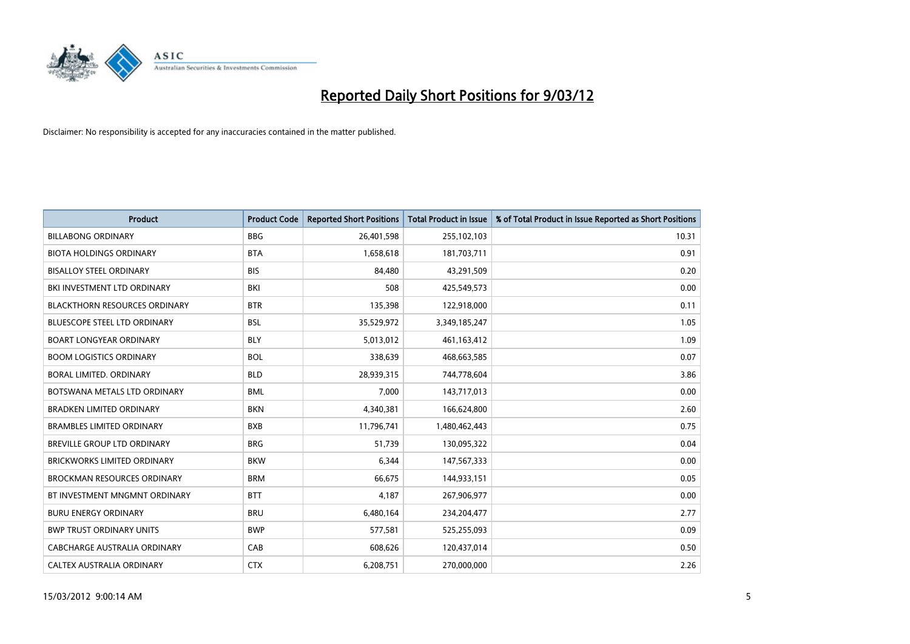# Reported Daily Short Positions for 9/03/12

Disclaimer: No responsibility is accepted for any inaccuracies contained in the matter published.

| Product | Product Code | Reported Short Positions | Total Product in Issue | % of Total Product in Issue Reported as Short Positions |
|---|---|---|---|---|
| BILLABONG ORDINARY | BBG | 26,401,598 | 255,102,103 | 10.31 |
| BIOTA HOLDINGS ORDINARY | BTA | 1,658,618 | 181,703,711 | 0.91 |
| BISALLOY STEEL ORDINARY | BIS | 84,480 | 43,291,509 | 0.20 |
| BKI INVESTMENT LTD ORDINARY | BKI | 508 | 425,549,573 | 0.00 |
| BLACKTHORN RESOURCES ORDINARY | BTR | 135,398 | 122,918,000 | 0.11 |
| BLUESCOPE STEEL LTD ORDINARY | BSL | 35,529,972 | 3,349,185,247 | 1.05 |
| BOART LONGYEAR ORDINARY | BLY | 5,013,012 | 461,163,412 | 1.09 |
| BOOM LOGISTICS ORDINARY | BOL | 338,639 | 468,663,585 | 0.07 |
| BORAL LIMITED. ORDINARY | BLD | 28,939,315 | 744,778,604 | 3.86 |
| BOTSWANA METALS LTD ORDINARY | BML | 7,000 | 143,717,013 | 0.00 |
| BRADKEN LIMITED ORDINARY | BKN | 4,340,381 | 166,624,800 | 2.60 |
| BRAMBLES LIMITED ORDINARY | BXB | 11,796,741 | 1,480,462,443 | 0.75 |
| BREVILLE GROUP LTD ORDINARY | BRG | 51,739 | 130,095,322 | 0.04 |
| BRICKWORKS LIMITED ORDINARY | BKW | 6,344 | 147,567,333 | 0.00 |
| BROCKMAN RESOURCES ORDINARY | BRM | 66,675 | 144,933,151 | 0.05 |
| BT INVESTMENT MNGMNT ORDINARY | BTT | 4,187 | 267,906,977 | 0.00 |
| BURU ENERGY ORDINARY | BRU | 6,480,164 | 234,204,477 | 2.77 |
| BWP TRUST ORDINARY UNITS | BWP | 577,581 | 525,255,093 | 0.09 |
| CABCHARGE AUSTRALIA ORDINARY | CAB | 608,626 | 120,437,014 | 0.50 |
| CALTEX AUSTRALIA ORDINARY | CTX | 6,208,751 | 270,000,000 | 2.26 |

15/03/2012 9:00:14 AM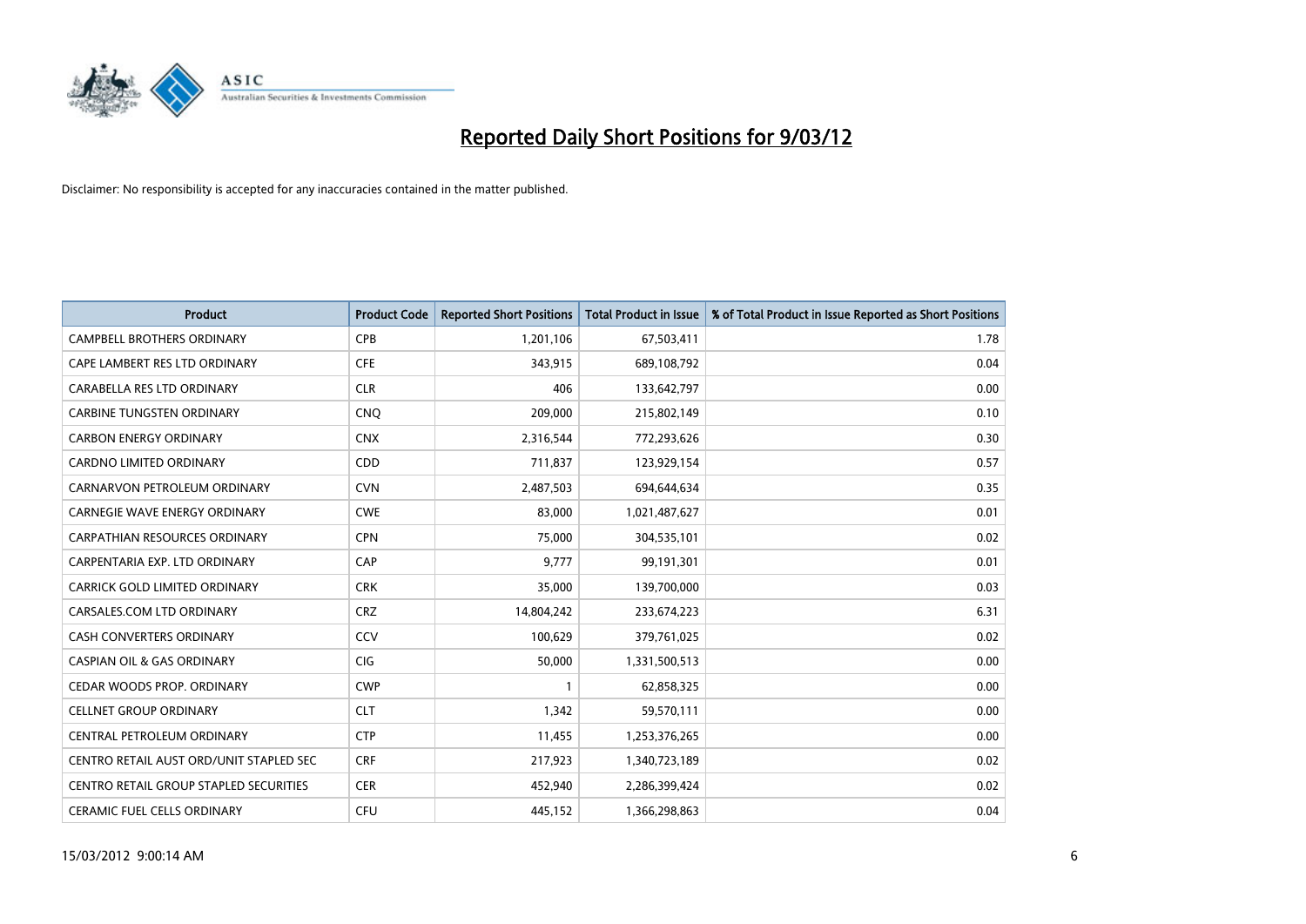# Reported Daily Short Positions for 9/03/12

Disclaimer: No responsibility is accepted for any inaccuracies contained in the matter published.

| Product | Product Code | Reported Short Positions | Total Product in Issue | % of Total Product in Issue Reported as Short Positions |
|---|---|---|---|---|
| CAMPBELL BROTHERS ORDINARY | CPB | 1,201,106 | 67,503,411 | 1.78 |
| CAPE LAMBERT RES LTD ORDINARY | CFE | 343,915 | 689,108,792 | 0.04 |
| CARABELLA RES LTD ORDINARY | CLR | 406 | 133,642,797 | 0.00 |
| CARBINE TUNGSTEN ORDINARY | CNQ | 209,000 | 215,802,149 | 0.10 |
| CARBON ENERGY ORDINARY | CNX | 2,316,544 | 772,293,626 | 0.30 |
| CARDNO LIMITED ORDINARY | CDD | 711,837 | 123,929,154 | 0.57 |
| CARNARVON PETROLEUM ORDINARY | CVN | 2,487,503 | 694,644,634 | 0.35 |
| CARNEGIE WAVE ENERGY ORDINARY | CWE | 83,000 | 1,021,487,627 | 0.01 |
| CARPATHIAN RESOURCES ORDINARY | CPN | 75,000 | 304,535,101 | 0.02 |
| CARPENTARIA EXP. LTD ORDINARY | CAP | 9,777 | 99,191,301 | 0.01 |
| CARRICK GOLD LIMITED ORDINARY | CRK | 35,000 | 139,700,000 | 0.03 |
| CARSALES.COM LTD ORDINARY | CRZ | 14,804,242 | 233,674,223 | 6.31 |
| CASH CONVERTERS ORDINARY | CCV | 100,629 | 379,761,025 | 0.02 |
| CASPIAN OIL & GAS ORDINARY | CIG | 50,000 | 1,331,500,513 | 0.00 |
| CEDAR WOODS PROP. ORDINARY | CWP | 1 | 62,858,325 | 0.00 |
| CELLNET GROUP ORDINARY | CLT | 1,342 | 59,570,111 | 0.00 |
| CENTRAL PETROLEUM ORDINARY | CTP | 11,455 | 1,253,376,265 | 0.00 |
| CENTRO RETAIL AUST ORD/UNIT STAPLED SEC | CRF | 217,923 | 1,340,723,189 | 0.02 |
| CENTRO RETAIL GROUP STAPLED SECURITIES | CER | 452,940 | 2,286,399,424 | 0.02 |
| CERAMIC FUEL CELLS ORDINARY | CFU | 445,152 | 1,366,298,863 | 0.04 |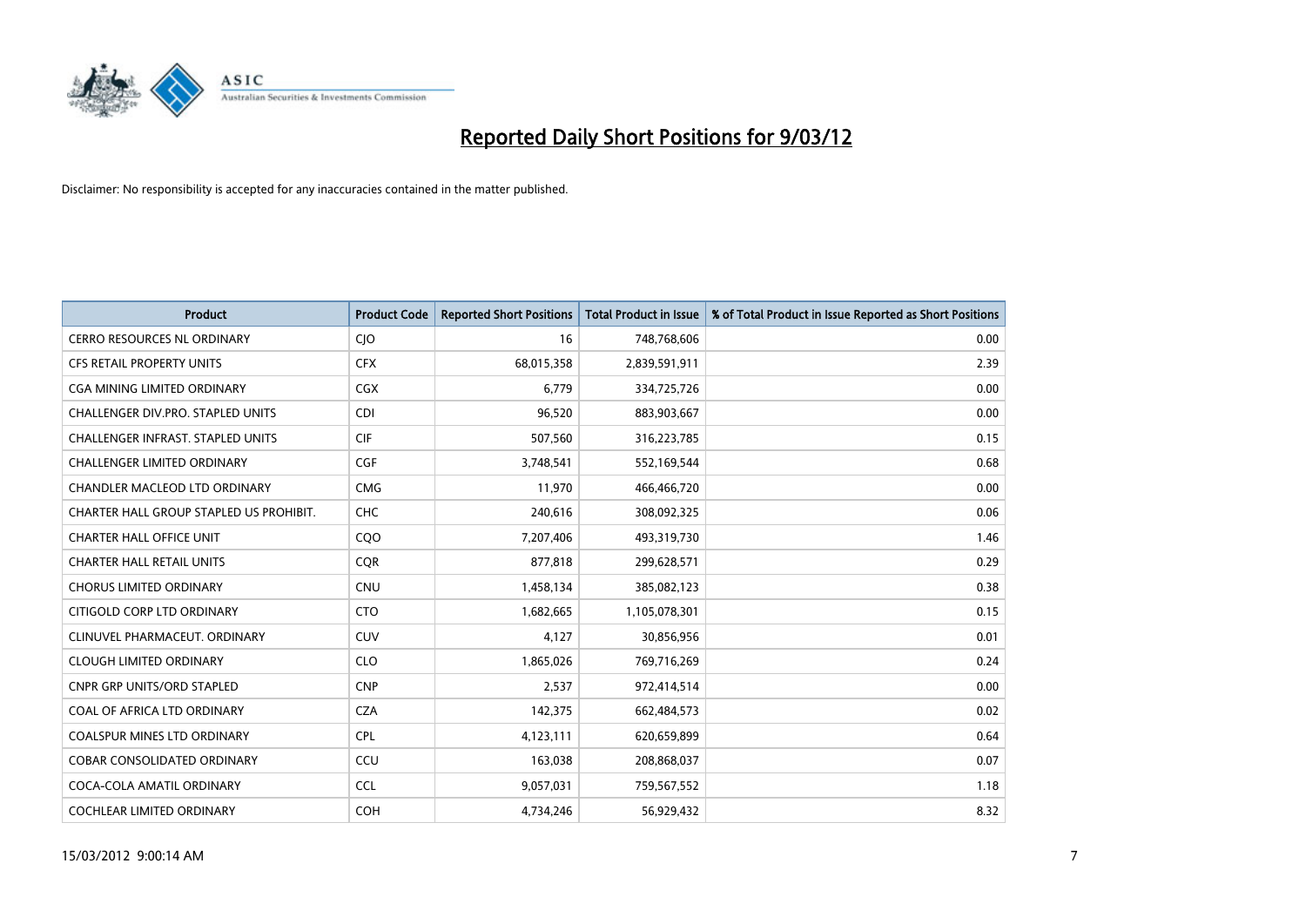# Reported Daily Short Positions for 9/03/12

Disclaimer: No responsibility is accepted for any inaccuracies contained in the matter published.

| Product | Product Code | Reported Short Positions | Total Product in Issue | % of Total Product in Issue Reported as Short Positions |
|---|---|---|---|---|
| CERRO RESOURCES NL ORDINARY | CJO | 16 | 748,768,606 | 0.00 |
| CFS RETAIL PROPERTY UNITS | CFX | 68,015,358 | 2,839,591,911 | 2.39 |
| CGA MINING LIMITED ORDINARY | CGX | 6,779 | 334,725,726 | 0.00 |
| CHALLENGER DIV.PRO. STAPLED UNITS | CDI | 96,520 | 883,903,667 | 0.00 |
| CHALLENGER INFRAST. STAPLED UNITS | CIF | 507,560 | 316,223,785 | 0.15 |
| CHALLENGER LIMITED ORDINARY | CGF | 3,748,541 | 552,169,544 | 0.68 |
| CHANDLER MACLEOD LTD ORDINARY | CMG | 11,970 | 466,466,720 | 0.00 |
| CHARTER HALL GROUP STAPLED US PROHIBIT. | CHC | 240,616 | 308,092,325 | 0.06 |
| CHARTER HALL OFFICE UNIT | CQO | 7,207,406 | 493,319,730 | 1.46 |
| CHARTER HALL RETAIL UNITS | CQR | 877,818 | 299,628,571 | 0.29 |
| CHORUS LIMITED ORDINARY | CNU | 1,458,134 | 385,082,123 | 0.38 |
| CITIGOLD CORP LTD ORDINARY | CTO | 1,682,665 | 1,105,078,301 | 0.15 |
| CLINUVEL PHARMACEUT. ORDINARY | CUV | 4,127 | 30,856,956 | 0.01 |
| CLOUGH LIMITED ORDINARY | CLO | 1,865,026 | 769,716,269 | 0.24 |
| CNPR GRP UNITS/ORD STAPLED | CNP | 2,537 | 972,414,514 | 0.00 |
| COAL OF AFRICA LTD ORDINARY | CZA | 142,375 | 662,484,573 | 0.02 |
| COALSPUR MINES LTD ORDINARY | CPL | 4,123,111 | 620,659,899 | 0.64 |
| COBAR CONSOLIDATED ORDINARY | CCU | 163,038 | 208,868,037 | 0.07 |
| COCA-COLA AMATIL ORDINARY | CCL | 9,057,031 | 759,567,552 | 1.18 |
| COCHLEAR LIMITED ORDINARY | COH | 4,734,246 | 56,929,432 | 8.32 |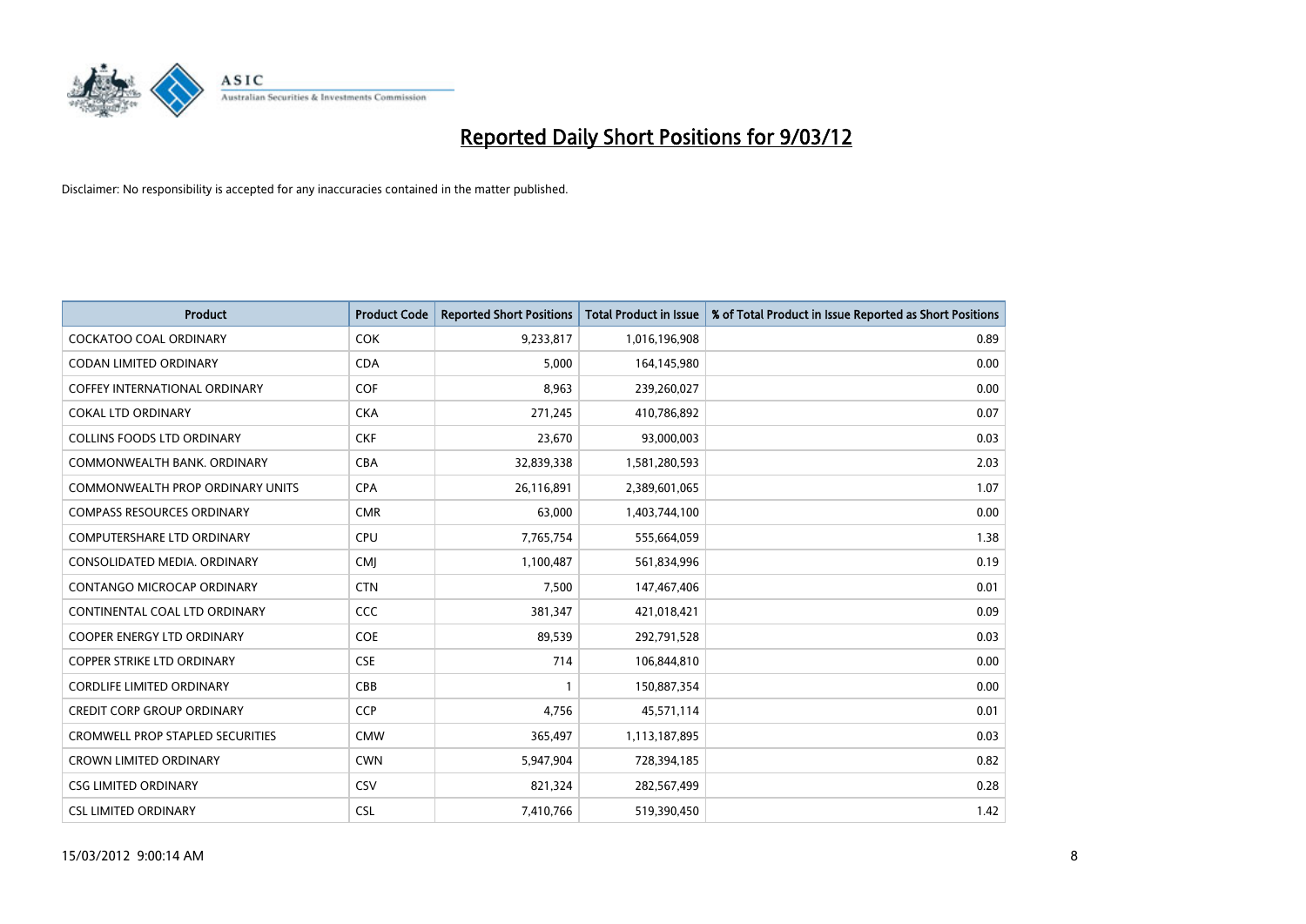# Reported Daily Short Positions for 9/03/12

Disclaimer: No responsibility is accepted for any inaccuracies contained in the matter published.

| Product | Product Code | Reported Short Positions | Total Product in Issue | % of Total Product in Issue Reported as Short Positions |
|---|---|---|---|---|
| COCKATOO COAL ORDINARY | COK | 9,233,817 | 1,016,196,908 | 0.89 |
| CODAN LIMITED ORDINARY | CDA | 5,000 | 164,145,980 | 0.00 |
| COFFEY INTERNATIONAL ORDINARY | COF | 8,963 | 239,260,027 | 0.00 |
| COKAL LTD ORDINARY | CKA | 271,245 | 410,786,892 | 0.07 |
| COLLINS FOODS LTD ORDINARY | CKF | 23,670 | 93,000,003 | 0.03 |
| COMMONWEALTH BANK. ORDINARY | CBA | 32,839,338 | 1,581,280,593 | 2.03 |
| COMMONWEALTH PROP ORDINARY UNITS | CPA | 26,116,891 | 2,389,601,065 | 1.07 |
| COMPASS RESOURCES ORDINARY | CMR | 63,000 | 1,403,744,100 | 0.00 |
| COMPUTERSHARE LTD ORDINARY | CPU | 7,765,754 | 555,664,059 | 1.38 |
| CONSOLIDATED MEDIA. ORDINARY | CMJ | 1,100,487 | 561,834,996 | 0.19 |
| CONTANGO MICROCAP ORDINARY | CTN | 7,500 | 147,467,406 | 0.01 |
| CONTINENTAL COAL LTD ORDINARY | CCC | 381,347 | 421,018,421 | 0.09 |
| COOPER ENERGY LTD ORDINARY | COE | 89,539 | 292,791,528 | 0.03 |
| COPPER STRIKE LTD ORDINARY | CSE | 714 | 106,844,810 | 0.00 |
| CORDLIFE LIMITED ORDINARY | CBB | 1 | 150,887,354 | 0.00 |
| CREDIT CORP GROUP ORDINARY | CCP | 4,756 | 45,571,114 | 0.01 |
| CROMWELL PROP STAPLED SECURITIES | CMW | 365,497 | 1,113,187,895 | 0.03 |
| CROWN LIMITED ORDINARY | CWN | 5,947,904 | 728,394,185 | 0.82 |
| CSG LIMITED ORDINARY | CSV | 821,324 | 282,567,499 | 0.28 |
| CSL LIMITED ORDINARY | CSL | 7,410,766 | 519,390,450 | 1.42 |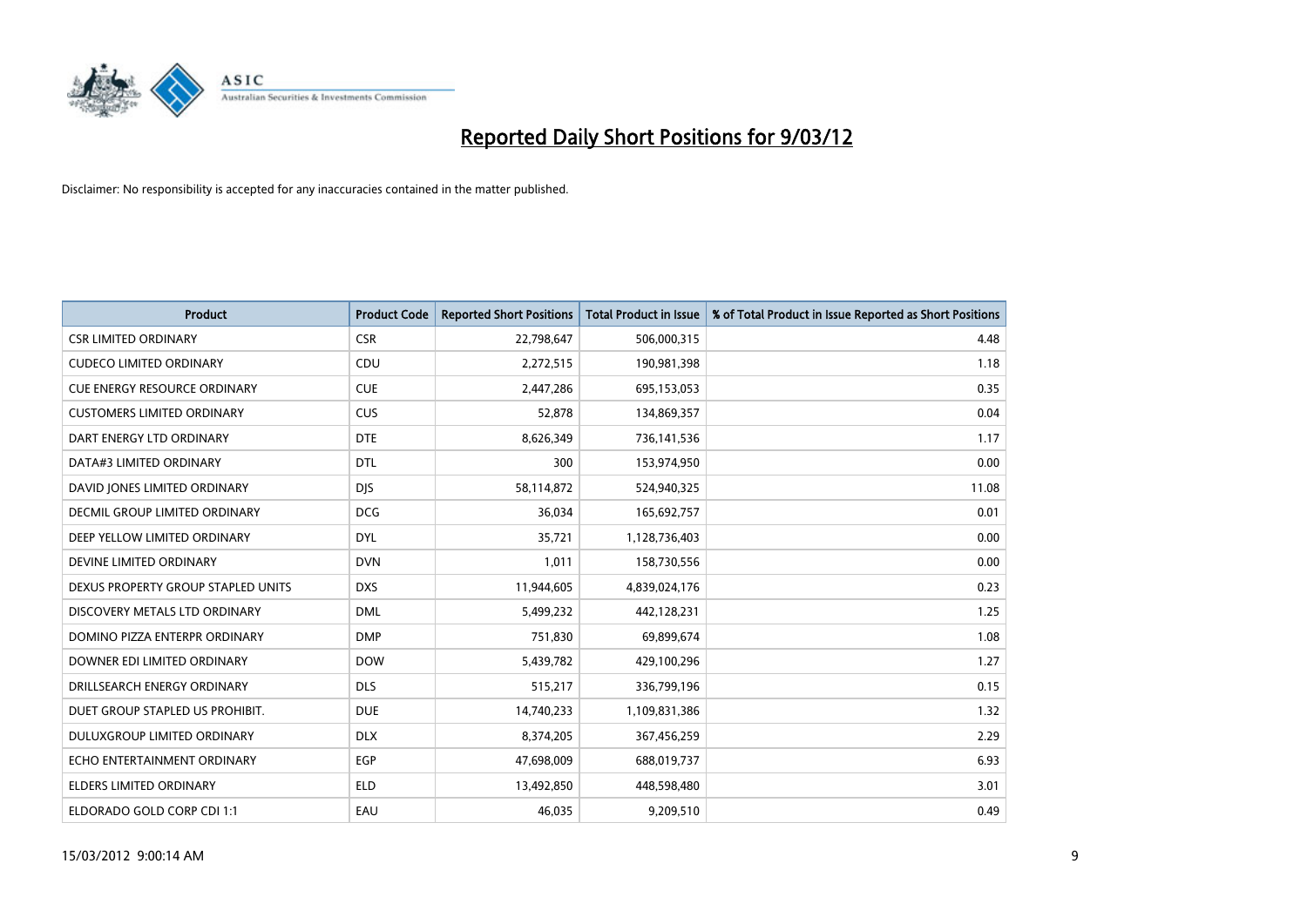# Reported Daily Short Positions for 9/03/12

Disclaimer: No responsibility is accepted for any inaccuracies contained in the matter published.

| Product | Product Code | Reported Short Positions | Total Product in Issue | % of Total Product in Issue Reported as Short Positions |
|---|---|---|---|---|
| CSR LIMITED ORDINARY | CSR | 22,798,647 | 506,000,315 | 4.48 |
| CUDECO LIMITED ORDINARY | CDU | 2,272,515 | 190,981,398 | 1.18 |
| CUE ENERGY RESOURCE ORDINARY | CUE | 2,447,286 | 695,153,053 | 0.35 |
| CUSTOMERS LIMITED ORDINARY | CUS | 52,878 | 134,869,357 | 0.04 |
| DART ENERGY LTD ORDINARY | DTE | 8,626,349 | 736,141,536 | 1.17 |
| DATA#3 LIMITED ORDINARY | DTL | 300 | 153,974,950 | 0.00 |
| DAVID JONES LIMITED ORDINARY | DJS | 58,114,872 | 524,940,325 | 11.08 |
| DECMIL GROUP LIMITED ORDINARY | DCG | 36,034 | 165,692,757 | 0.01 |
| DEEP YELLOW LIMITED ORDINARY | DYL | 35,721 | 1,128,736,403 | 0.00 |
| DEVINE LIMITED ORDINARY | DVN | 1,011 | 158,730,556 | 0.00 |
| DEXUS PROPERTY GROUP STAPLED UNITS | DXS | 11,944,605 | 4,839,024,176 | 0.23 |
| DISCOVERY METALS LTD ORDINARY | DML | 5,499,232 | 442,128,231 | 1.25 |
| DOMINO PIZZA ENTERPR ORDINARY | DMP | 751,830 | 69,899,674 | 1.08 |
| DOWNER EDI LIMITED ORDINARY | DOW | 5,439,782 | 429,100,296 | 1.27 |
| DRILLSEARCH ENERGY ORDINARY | DLS | 515,217 | 336,799,196 | 0.15 |
| DUET GROUP STAPLED US PROHIBIT. | DUE | 14,740,233 | 1,109,831,386 | 1.32 |
| DULUXGROUP LIMITED ORDINARY | DLX | 8,374,205 | 367,456,259 | 2.29 |
| ECHO ENTERTAINMENT ORDINARY | EGP | 47,698,009 | 688,019,737 | 6.93 |
| ELDERS LIMITED ORDINARY | ELD | 13,492,850 | 448,598,480 | 3.01 |
| ELDORADO GOLD CORP CDI 1:1 | EAU | 46,035 | 9,209,510 | 0.49 |

15/03/2012 9:00:14 AM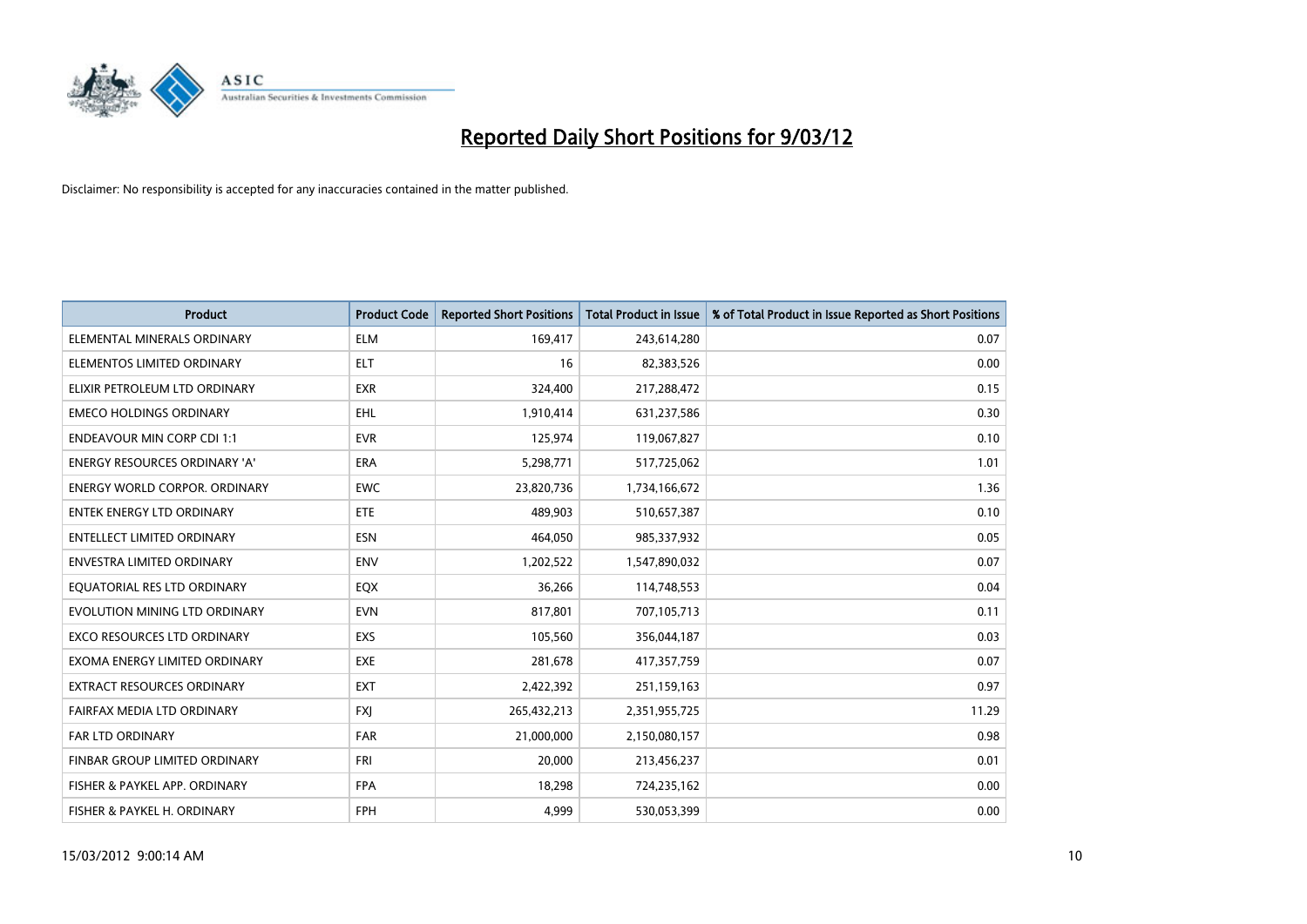# Reported Daily Short Positions for 9/03/12

Disclaimer: No responsibility is accepted for any inaccuracies contained in the matter published.

| Product | Product Code | Reported Short Positions | Total Product in Issue | % of Total Product in Issue Reported as Short Positions |
|---|---|---|---|---|
| ELEMENTAL MINERALS ORDINARY | ELM | 169,417 | 243,614,280 | 0.07 |
| ELEMENTOS LIMITED ORDINARY | ELT | 16 | 82,383,526 | 0.00 |
| ELIXIR PETROLEUM LTD ORDINARY | EXR | 324,400 | 217,288,472 | 0.15 |
| EMECO HOLDINGS ORDINARY | EHL | 1,910,414 | 631,237,586 | 0.30 |
| ENDEAVOUR MIN CORP CDI 1:1 | EVR | 125,974 | 119,067,827 | 0.10 |
| ENERGY RESOURCES ORDINARY 'A' | ERA | 5,298,771 | 517,725,062 | 1.01 |
| ENERGY WORLD CORPOR. ORDINARY | EWC | 23,820,736 | 1,734,166,672 | 1.36 |
| ENTEK ENERGY LTD ORDINARY | ETE | 489,903 | 510,657,387 | 0.10 |
| ENTELLECT LIMITED ORDINARY | ESN | 464,050 | 985,337,932 | 0.05 |
| ENVESTRA LIMITED ORDINARY | ENV | 1,202,522 | 1,547,890,032 | 0.07 |
| EQUATORIAL RES LTD ORDINARY | EQX | 36,266 | 114,748,553 | 0.04 |
| EVOLUTION MINING LTD ORDINARY | EVN | 817,801 | 707,105,713 | 0.11 |
| EXCO RESOURCES LTD ORDINARY | EXS | 105,560 | 356,044,187 | 0.03 |
| EXOMA ENERGY LIMITED ORDINARY | EXE | 281,678 | 417,357,759 | 0.07 |
| EXTRACT RESOURCES ORDINARY | EXT | 2,422,392 | 251,159,163 | 0.97 |
| FAIRFAX MEDIA LTD ORDINARY | FXJ | 265,432,213 | 2,351,955,725 | 11.29 |
| FAR LTD ORDINARY | FAR | 21,000,000 | 2,150,080,157 | 0.98 |
| FINBAR GROUP LIMITED ORDINARY | FRI | 20,000 | 213,456,237 | 0.01 |
| FISHER & PAYKEL APP. ORDINARY | FPA | 18,298 | 724,235,162 | 0.00 |
| FISHER & PAYKEL H. ORDINARY | FPH | 4,999 | 530,053,399 | 0.00 |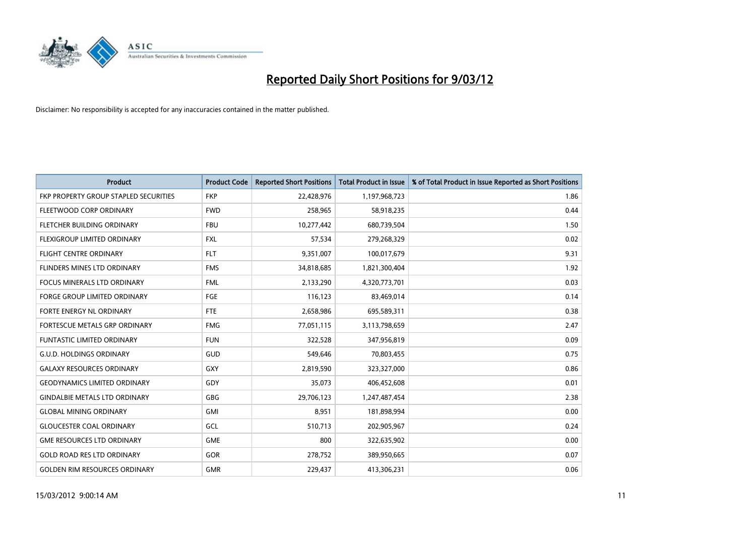# Reported Daily Short Positions for 9/03/12

Disclaimer: No responsibility is accepted for any inaccuracies contained in the matter published.

| Product | Product Code | Reported Short Positions | Total Product in Issue | % of Total Product in Issue Reported as Short Positions |
|---|---|---|---|---|
| FKP PROPERTY GROUP STAPLED SECURITIES | FKP | 22,428,976 | 1,197,968,723 | 1.86 |
| FLEETWOOD CORP ORDINARY | FWD | 258,965 | 58,918,235 | 0.44 |
| FLETCHER BUILDING ORDINARY | FBU | 10,277,442 | 680,739,504 | 1.50 |
| FLEXIGROUP LIMITED ORDINARY | FXL | 57,534 | 279,268,329 | 0.02 |
| FLIGHT CENTRE ORDINARY | FLT | 9,351,007 | 100,017,679 | 9.31 |
| FLINDERS MINES LTD ORDINARY | FMS | 34,818,685 | 1,821,300,404 | 1.92 |
| FOCUS MINERALS LTD ORDINARY | FML | 2,133,290 | 4,320,773,701 | 0.03 |
| FORGE GROUP LIMITED ORDINARY | FGE | 116,123 | 83,469,014 | 0.14 |
| FORTE ENERGY NL ORDINARY | FTE | 2,658,986 | 695,589,311 | 0.38 |
| FORTESCUE METALS GRP ORDINARY | FMG | 77,051,115 | 3,113,798,659 | 2.47 |
| FUNTASTIC LIMITED ORDINARY | FUN | 322,528 | 347,956,819 | 0.09 |
| G.U.D. HOLDINGS ORDINARY | GUD | 549,646 | 70,803,455 | 0.75 |
| GALAXY RESOURCES ORDINARY | GXY | 2,819,590 | 323,327,000 | 0.86 |
| GEODYNAMICS LIMITED ORDINARY | GDY | 35,073 | 406,452,608 | 0.01 |
| GINDALBIE METALS LTD ORDINARY | GBG | 29,706,123 | 1,247,487,454 | 2.38 |
| GLOBAL MINING ORDINARY | GMI | 8,951 | 181,898,994 | 0.00 |
| GLOUCESTER COAL ORDINARY | GCL | 510,713 | 202,905,967 | 0.24 |
| GME RESOURCES LTD ORDINARY | GME | 800 | 322,635,902 | 0.00 |
| GOLD ROAD RES LTD ORDINARY | GOR | 278,752 | 389,950,665 | 0.07 |
| GOLDEN RIM RESOURCES ORDINARY | GMR | 229,437 | 413,306,231 | 0.06 |

15/03/2012 9:00:14 AM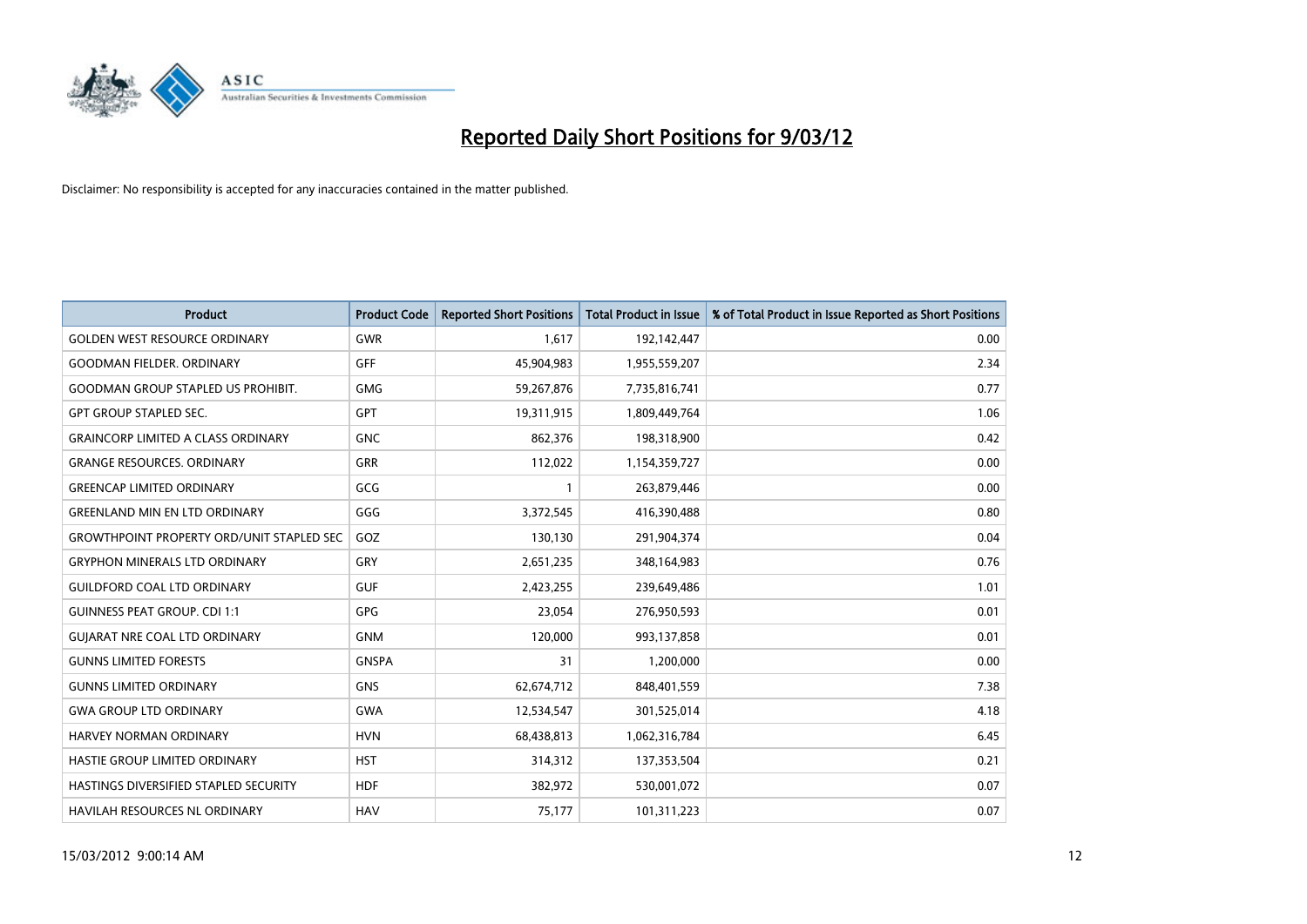# Reported Daily Short Positions for 9/03/12

Disclaimer: No responsibility is accepted for any inaccuracies contained in the matter published.

| Product | Product Code | Reported Short Positions | Total Product in Issue | % of Total Product in Issue Reported as Short Positions |
|---|---|---|---|---|
| GOLDEN WEST RESOURCE ORDINARY | GWR | 1,617 | 192,142,447 | 0.00 |
| GOODMAN FIELDER. ORDINARY | GFF | 45,904,983 | 1,955,559,207 | 2.34 |
| GOODMAN GROUP STAPLED US PROHIBIT. | GMG | 59,267,876 | 7,735,816,741 | 0.77 |
| GPT GROUP STAPLED SEC. | GPT | 19,311,915 | 1,809,449,764 | 1.06 |
| GRAINCORP LIMITED A CLASS ORDINARY | GNC | 862,376 | 198,318,900 | 0.42 |
| GRANGE RESOURCES. ORDINARY | GRR | 112,022 | 1,154,359,727 | 0.00 |
| GREENCAP LIMITED ORDINARY | GCG | 1 | 263,879,446 | 0.00 |
| GREENLAND MIN EN LTD ORDINARY | GGG | 3,372,545 | 416,390,488 | 0.80 |
| GROWTHPOINT PROPERTY ORD/UNIT STAPLED SEC | GOZ | 130,130 | 291,904,374 | 0.04 |
| GRYPHON MINERALS LTD ORDINARY | GRY | 2,651,235 | 348,164,983 | 0.76 |
| GUILDFORD COAL LTD ORDINARY | GUF | 2,423,255 | 239,649,486 | 1.01 |
| GUINNESS PEAT GROUP. CDI 1:1 | GPG | 23,054 | 276,950,593 | 0.01 |
| GUJARAT NRE COAL LTD ORDINARY | GNM | 120,000 | 993,137,858 | 0.01 |
| GUNNS LIMITED FORESTS | GNSPA | 31 | 1,200,000 | 0.00 |
| GUNNS LIMITED ORDINARY | GNS | 62,674,712 | 848,401,559 | 7.38 |
| GWA GROUP LTD ORDINARY | GWA | 12,534,547 | 301,525,014 | 4.18 |
| HARVEY NORMAN ORDINARY | HVN | 68,438,813 | 1,062,316,784 | 6.45 |
| HASTIE GROUP LIMITED ORDINARY | HST | 314,312 | 137,353,504 | 0.21 |
| HASTINGS DIVERSIFIED STAPLED SECURITY | HDF | 382,972 | 530,001,072 | 0.07 |
| HAVILAH RESOURCES NL ORDINARY | HAV | 75,177 | 101,311,223 | 0.07 |

15/03/2012 9:00:14 AM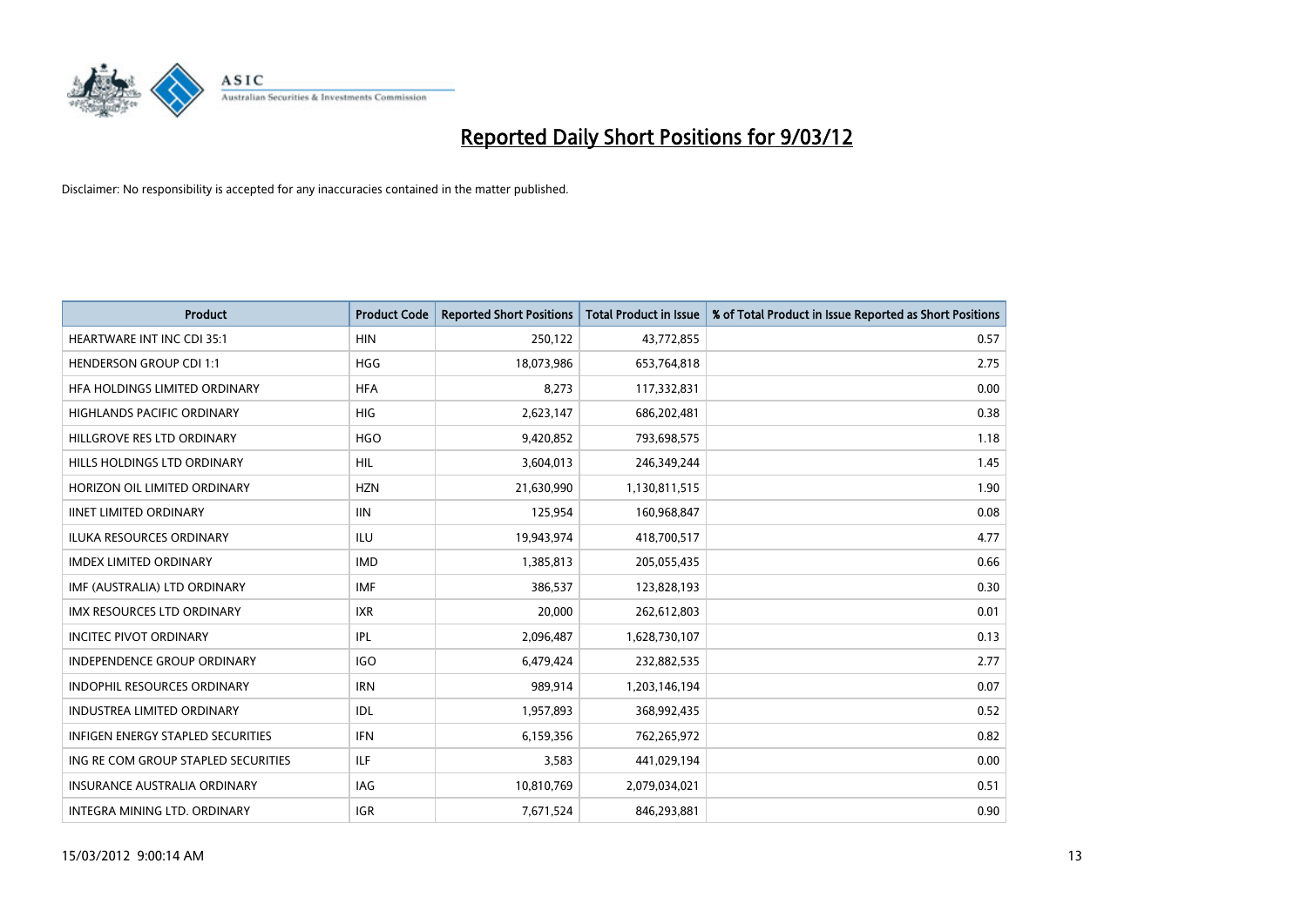# Reported Daily Short Positions for 9/03/12

Disclaimer: No responsibility is accepted for any inaccuracies contained in the matter published.

| Product | Product Code | Reported Short Positions | Total Product in Issue | % of Total Product in Issue Reported as Short Positions |
|---|---|---|---|---|
| HEARTWARE INT INC CDI 35:1 | HIN | 250,122 | 43,772,855 | 0.57 |
| HENDERSON GROUP CDI 1:1 | HGG | 18,073,986 | 653,764,818 | 2.75 |
| HFA HOLDINGS LIMITED ORDINARY | HFA | 8,273 | 117,332,831 | 0.00 |
| HIGHLANDS PACIFIC ORDINARY | HIG | 2,623,147 | 686,202,481 | 0.38 |
| HILLGROVE RES LTD ORDINARY | HGO | 9,420,852 | 793,698,575 | 1.18 |
| HILLS HOLDINGS LTD ORDINARY | HIL | 3,604,013 | 246,349,244 | 1.45 |
| HORIZON OIL LIMITED ORDINARY | HZN | 21,630,990 | 1,130,811,515 | 1.90 |
| IINET LIMITED ORDINARY | IIN | 125,954 | 160,968,847 | 0.08 |
| ILUKA RESOURCES ORDINARY | ILU | 19,943,974 | 418,700,517 | 4.77 |
| IMDEX LIMITED ORDINARY | IMD | 1,385,813 | 205,055,435 | 0.66 |
| IMF (AUSTRALIA) LTD ORDINARY | IMF | 386,537 | 123,828,193 | 0.30 |
| IMX RESOURCES LTD ORDINARY | IXR | 20,000 | 262,612,803 | 0.01 |
| INCITEC PIVOT ORDINARY | IPL | 2,096,487 | 1,628,730,107 | 0.13 |
| INDEPENDENCE GROUP ORDINARY | IGO | 6,479,424 | 232,882,535 | 2.77 |
| INDOPHIL RESOURCES ORDINARY | IRN | 989,914 | 1,203,146,194 | 0.07 |
| INDUSTREA LIMITED ORDINARY | IDL | 1,957,893 | 368,992,435 | 0.52 |
| INFIGEN ENERGY STAPLED SECURITIES | IFN | 6,159,356 | 762,265,972 | 0.82 |
| ING RE COM GROUP STAPLED SECURITIES | ILF | 3,583 | 441,029,194 | 0.00 |
| INSURANCE AUSTRALIA ORDINARY | IAG | 10,810,769 | 2,079,034,021 | 0.51 |
| INTEGRA MINING LTD. ORDINARY | IGR | 7,671,524 | 846,293,881 | 0.90 |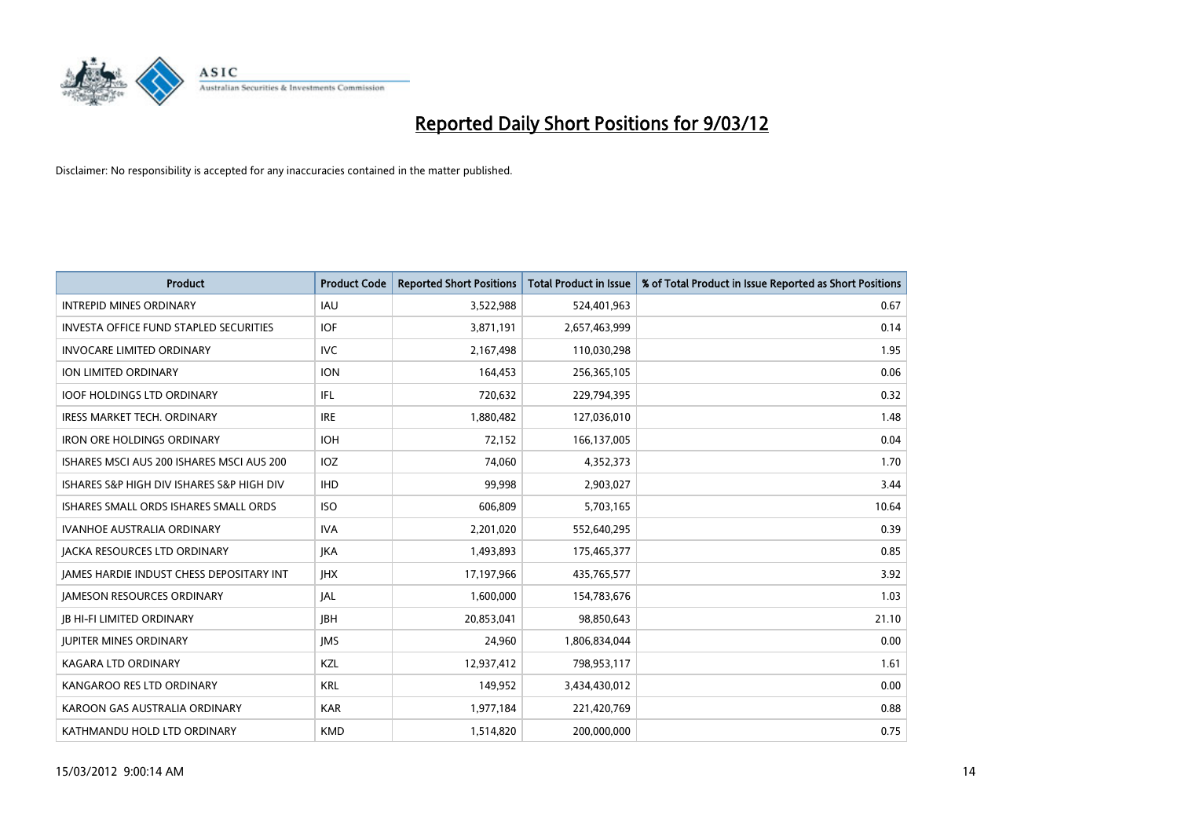# Reported Daily Short Positions for 9/03/12

Disclaimer: No responsibility is accepted for any inaccuracies contained in the matter published.

| Product | Product Code | Reported Short Positions | Total Product in Issue | % of Total Product in Issue Reported as Short Positions |
|---|---|---|---|---|
| INTREPID MINES ORDINARY | IAU | 3,522,988 | 524,401,963 | 0.67 |
| INVESTA OFFICE FUND STAPLED SECURITIES | IOF | 3,871,191 | 2,657,463,999 | 0.14 |
| INVOCARE LIMITED ORDINARY | IVC | 2,167,498 | 110,030,298 | 1.95 |
| ION LIMITED ORDINARY | ION | 164,453 | 256,365,105 | 0.06 |
| IOOF HOLDINGS LTD ORDINARY | IFL | 720,632 | 229,794,395 | 0.32 |
| IRESS MARKET TECH. ORDINARY | IRE | 1,880,482 | 127,036,010 | 1.48 |
| IRON ORE HOLDINGS ORDINARY | IOH | 72,152 | 166,137,005 | 0.04 |
| ISHARES MSCI AUS 200 ISHARES MSCI AUS 200 | IOZ | 74,060 | 4,352,373 | 1.70 |
| ISHARES S&P HIGH DIV ISHARES S&P HIGH DIV | IHD | 99,998 | 2,903,027 | 3.44 |
| ISHARES SMALL ORDS ISHARES SMALL ORDS | ISO | 606,809 | 5,703,165 | 10.64 |
| IVANHOE AUSTRALIA ORDINARY | IVA | 2,201,020 | 552,640,295 | 0.39 |
| JACKA RESOURCES LTD ORDINARY | JKA | 1,493,893 | 175,465,377 | 0.85 |
| JAMES HARDIE INDUST CHESS DEPOSITARY INT | JHX | 17,197,966 | 435,765,577 | 3.92 |
| JAMESON RESOURCES ORDINARY | JAL | 1,600,000 | 154,783,676 | 1.03 |
| JB HI-FI LIMITED ORDINARY | JBH | 20,853,041 | 98,850,643 | 21.10 |
| JUPITER MINES ORDINARY | JMS | 24,960 | 1,806,834,044 | 0.00 |
| KAGARA LTD ORDINARY | KZL | 12,937,412 | 798,953,117 | 1.61 |
| KANGAROO RES LTD ORDINARY | KRL | 149,952 | 3,434,430,012 | 0.00 |
| KAROON GAS AUSTRALIA ORDINARY | KAR | 1,977,184 | 221,420,769 | 0.88 |
| KATHMANDU HOLD LTD ORDINARY | KMD | 1,514,820 | 200,000,000 | 0.75 |

15/03/2012 9:00:14 AM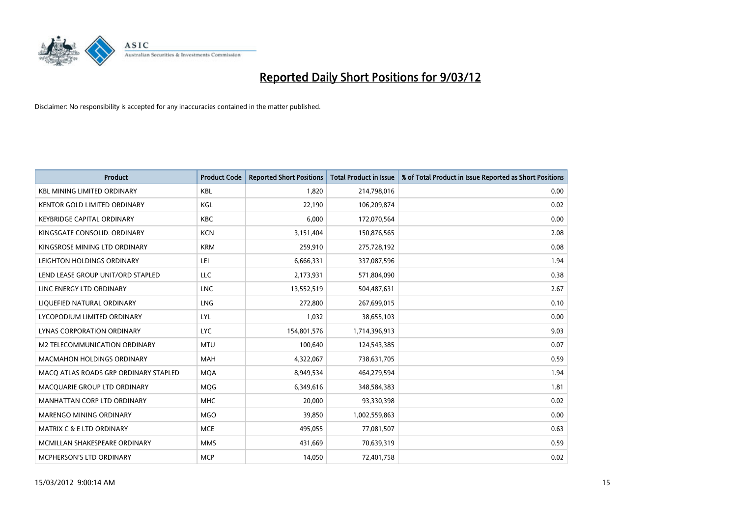# Reported Daily Short Positions for 9/03/12

Disclaimer: No responsibility is accepted for any inaccuracies contained in the matter published.

| Product | Product Code | Reported Short Positions | Total Product in Issue | % of Total Product in Issue Reported as Short Positions |
|---|---|---|---|---|
| KBL MINING LIMITED ORDINARY | KBL | 1,820 | 214,798,016 | 0.00 |
| KENTOR GOLD LIMITED ORDINARY | KGL | 22,190 | 106,209,874 | 0.02 |
| KEYBRIDGE CAPITAL ORDINARY | KBC | 6,000 | 172,070,564 | 0.00 |
| KINGSGATE CONSOLID. ORDINARY | KCN | 3,151,404 | 150,876,565 | 2.08 |
| KINGSROSE MINING LTD ORDINARY | KRM | 259,910 | 275,728,192 | 0.08 |
| LEIGHTON HOLDINGS ORDINARY | LEI | 6,666,331 | 337,087,596 | 1.94 |
| LEND LEASE GROUP UNIT/ORD STAPLED | LLC | 2,173,931 | 571,804,090 | 0.38 |
| LINC ENERGY LTD ORDINARY | LNC | 13,552,519 | 504,487,631 | 2.67 |
| LIQUEFIED NATURAL ORDINARY | LNG | 272,800 | 267,699,015 | 0.10 |
| LYCOPODIUM LIMITED ORDINARY | LYL | 1,032 | 38,655,103 | 0.00 |
| LYNAS CORPORATION ORDINARY | LYC | 154,801,576 | 1,714,396,913 | 9.03 |
| M2 TELECOMMUNICATION ORDINARY | MTU | 100,640 | 124,543,385 | 0.07 |
| MACMAHON HOLDINGS ORDINARY | MAH | 4,322,067 | 738,631,705 | 0.59 |
| MACQ ATLAS ROADS GRP ORDINARY STAPLED | MQA | 8,949,534 | 464,279,594 | 1.94 |
| MACQUARIE GROUP LTD ORDINARY | MQG | 6,349,616 | 348,584,383 | 1.81 |
| MANHATTAN CORP LTD ORDINARY | MHC | 20,000 | 93,330,398 | 0.02 |
| MARENGO MINING ORDINARY | MGO | 39,850 | 1,002,559,863 | 0.00 |
| MATRIX C & E LTD ORDINARY | MCE | 495,055 | 77,081,507 | 0.63 |
| MCMILLAN SHAKESPEARE ORDINARY | MMS | 431,669 | 70,639,319 | 0.59 |
| MCPHERSON'S LTD ORDINARY | MCP | 14,050 | 72,401,758 | 0.02 |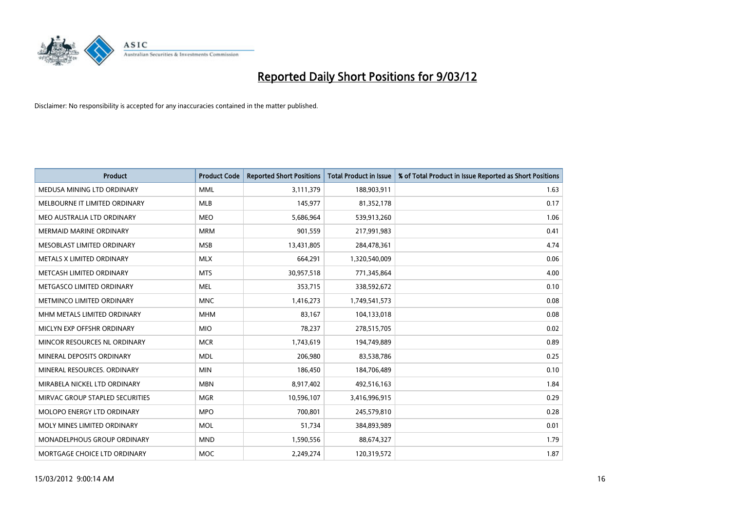# Reported Daily Short Positions for 9/03/12

Disclaimer: No responsibility is accepted for any inaccuracies contained in the matter published.

| Product | Product Code | Reported Short Positions | Total Product in Issue | % of Total Product in Issue Reported as Short Positions |
|---|---|---|---|---|
| MEDUSA MINING LTD ORDINARY | MML | 3,111,379 | 188,903,911 | 1.63 |
| MELBOURNE IT LIMITED ORDINARY | MLB | 145,977 | 81,352,178 | 0.17 |
| MEO AUSTRALIA LTD ORDINARY | MEO | 5,686,964 | 539,913,260 | 1.06 |
| MERMAID MARINE ORDINARY | MRM | 901,559 | 217,991,983 | 0.41 |
| MESOBLAST LIMITED ORDINARY | MSB | 13,431,805 | 284,478,361 | 4.74 |
| METALS X LIMITED ORDINARY | MLX | 664,291 | 1,320,540,009 | 0.06 |
| METCASH LIMITED ORDINARY | MTS | 30,957,518 | 771,345,864 | 4.00 |
| METGASCO LIMITED ORDINARY | MEL | 353,715 | 338,592,672 | 0.10 |
| METMINCO LIMITED ORDINARY | MNC | 1,416,273 | 1,749,541,573 | 0.08 |
| MHM METALS LIMITED ORDINARY | MHM | 83,167 | 104,133,018 | 0.08 |
| MICLYN EXP OFFSHR ORDINARY | MIO | 78,237 | 278,515,705 | 0.02 |
| MINCOR RESOURCES NL ORDINARY | MCR | 1,743,619 | 194,749,889 | 0.89 |
| MINERAL DEPOSITS ORDINARY | MDL | 206,980 | 83,538,786 | 0.25 |
| MINERAL RESOURCES. ORDINARY | MIN | 186,450 | 184,706,489 | 0.10 |
| MIRABELA NICKEL LTD ORDINARY | MBN | 8,917,402 | 492,516,163 | 1.84 |
| MIRVAC GROUP STAPLED SECURITIES | MGR | 10,596,107 | 3,416,996,915 | 0.29 |
| MOLOPO ENERGY LTD ORDINARY | MPO | 700,801 | 245,579,810 | 0.28 |
| MOLY MINES LIMITED ORDINARY | MOL | 51,734 | 384,893,989 | 0.01 |
| MONADELPHOUS GROUP ORDINARY | MND | 1,590,556 | 88,674,327 | 1.79 |
| MORTGAGE CHOICE LTD ORDINARY | MOC | 2,249,274 | 120,319,572 | 1.87 |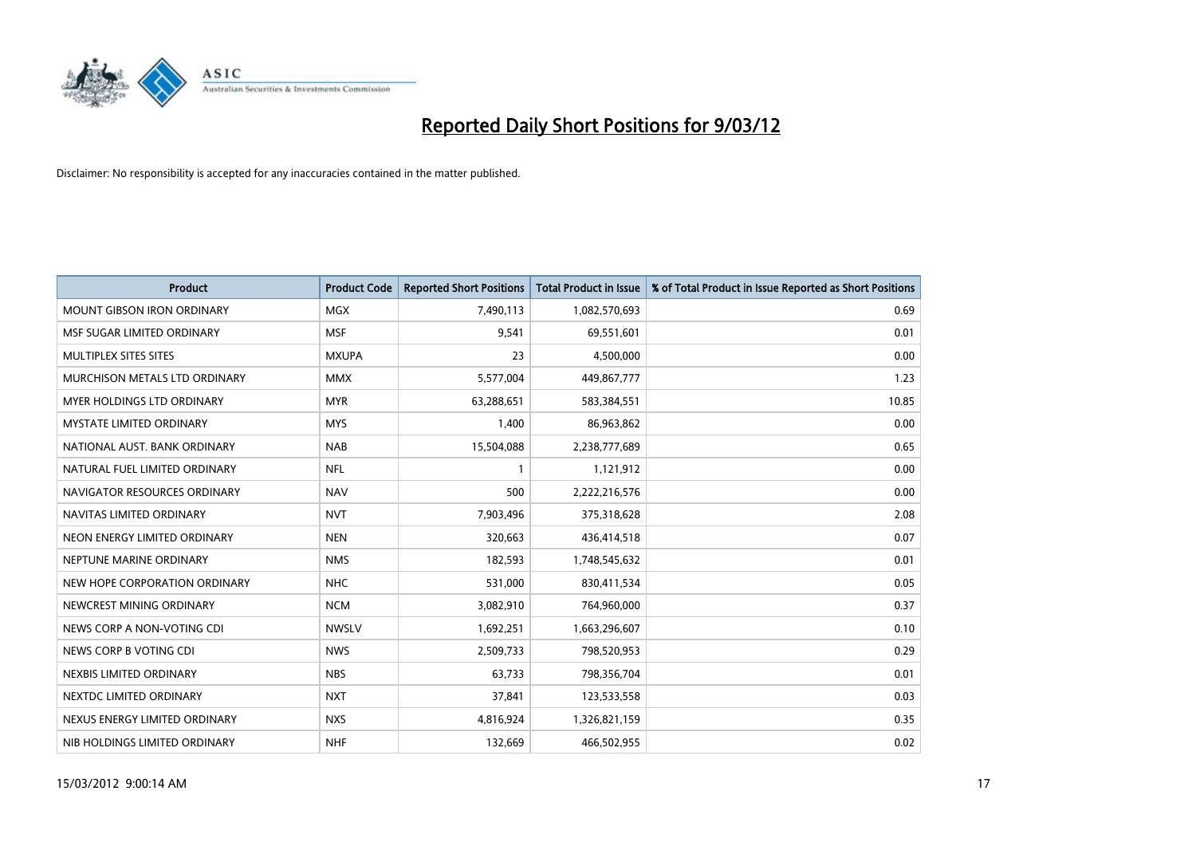# Reported Daily Short Positions for 9/03/12

Disclaimer: No responsibility is accepted for any inaccuracies contained in the matter published.

| Product | Product Code | Reported Short Positions | Total Product in Issue | % of Total Product in Issue Reported as Short Positions |
|---|---|---|---|---|
| MOUNT GIBSON IRON ORDINARY | MGX | 7,490,113 | 1,082,570,693 | 0.69 |
| MSF SUGAR LIMITED ORDINARY | MSF | 9,541 | 69,551,601 | 0.01 |
| MULTIPLEX SITES SITES | MXUPA | 23 | 4,500,000 | 0.00 |
| MURCHISON METALS LTD ORDINARY | MMX | 5,577,004 | 449,867,777 | 1.23 |
| MYER HOLDINGS LTD ORDINARY | MYR | 63,288,651 | 583,384,551 | 10.85 |
| MYSTATE LIMITED ORDINARY | MYS | 1,400 | 86,963,862 | 0.00 |
| NATIONAL AUST. BANK ORDINARY | NAB | 15,504,088 | 2,238,777,689 | 0.65 |
| NATURAL FUEL LIMITED ORDINARY | NFL | 1 | 1,121,912 | 0.00 |
| NAVIGATOR RESOURCES ORDINARY | NAV | 500 | 2,222,216,576 | 0.00 |
| NAVITAS LIMITED ORDINARY | NVT | 7,903,496 | 375,318,628 | 2.08 |
| NEON ENERGY LIMITED ORDINARY | NEN | 320,663 | 436,414,518 | 0.07 |
| NEPTUNE MARINE ORDINARY | NMS | 182,593 | 1,748,545,632 | 0.01 |
| NEW HOPE CORPORATION ORDINARY | NHC | 531,000 | 830,411,534 | 0.05 |
| NEWCREST MINING ORDINARY | NCM | 3,082,910 | 764,960,000 | 0.37 |
| NEWS CORP A NON-VOTING CDI | NWSLV | 1,692,251 | 1,663,296,607 | 0.10 |
| NEWS CORP B VOTING CDI | NWS | 2,509,733 | 798,520,953 | 0.29 |
| NEXBIS LIMITED ORDINARY | NBS | 63,733 | 798,356,704 | 0.01 |
| NEXTDC LIMITED ORDINARY | NXT | 37,841 | 123,533,558 | 0.03 |
| NEXUS ENERGY LIMITED ORDINARY | NXS | 4,816,924 | 1,326,821,159 | 0.35 |
| NIB HOLDINGS LIMITED ORDINARY | NHF | 132,669 | 466,502,955 | 0.02 |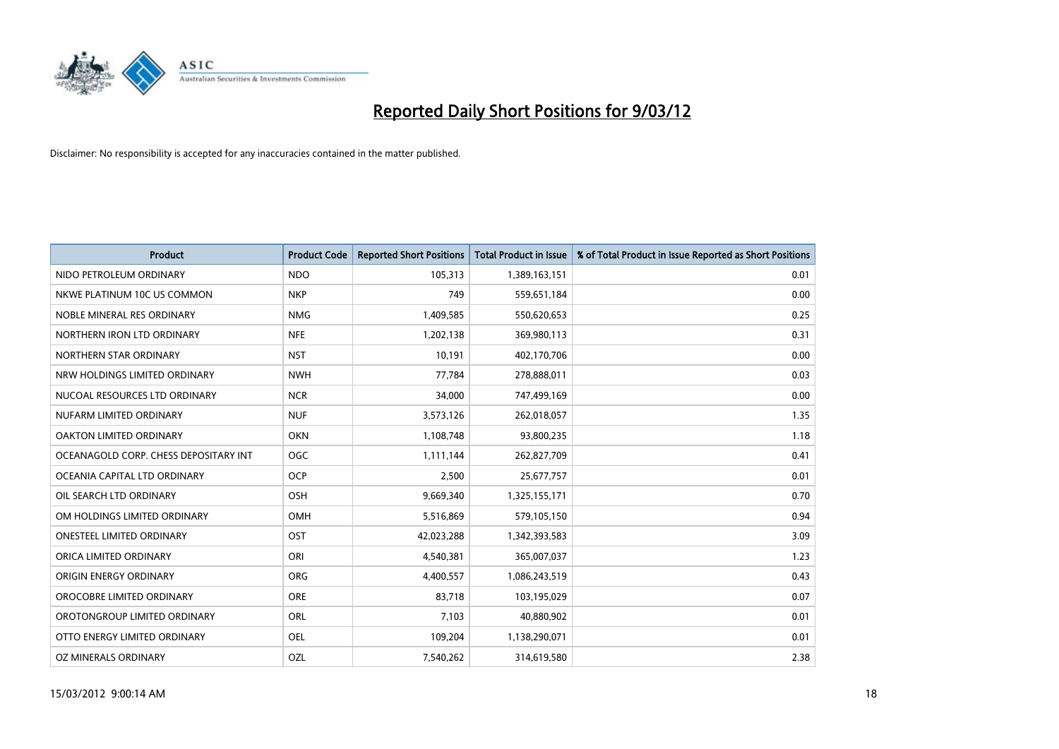# Reported Daily Short Positions for 9/03/12

Disclaimer: No responsibility is accepted for any inaccuracies contained in the matter published.

| Product | Product Code | Reported Short Positions | Total Product in Issue | % of Total Product in Issue Reported as Short Positions |
|---|---|---|---|---|
| NIDO PETROLEUM ORDINARY | NDO | 105,313 | 1,389,163,151 | 0.01 |
| NKWE PLATINUM 10C US COMMON | NKP | 749 | 559,651,184 | 0.00 |
| NOBLE MINERAL RES ORDINARY | NMG | 1,409,585 | 550,620,653 | 0.25 |
| NORTHERN IRON LTD ORDINARY | NFE | 1,202,138 | 369,980,113 | 0.31 |
| NORTHERN STAR ORDINARY | NST | 10,191 | 402,170,706 | 0.00 |
| NRW HOLDINGS LIMITED ORDINARY | NWH | 77,784 | 278,888,011 | 0.03 |
| NUCOAL RESOURCES LTD ORDINARY | NCR | 34,000 | 747,499,169 | 0.00 |
| NUFARM LIMITED ORDINARY | NUF | 3,573,126 | 262,018,057 | 1.35 |
| OAKTON LIMITED ORDINARY | OKN | 1,108,748 | 93,800,235 | 1.18 |
| OCEANAGOLD CORP. CHESS DEPOSITARY INT | OGC | 1,111,144 | 262,827,709 | 0.41 |
| OCEANIA CAPITAL LTD ORDINARY | OCP | 2,500 | 25,677,757 | 0.01 |
| OIL SEARCH LTD ORDINARY | OSH | 9,669,340 | 1,325,155,171 | 0.70 |
| OM HOLDINGS LIMITED ORDINARY | OMH | 5,516,869 | 579,105,150 | 0.94 |
| ONESTEEL LIMITED ORDINARY | OST | 42,023,288 | 1,342,393,583 | 3.09 |
| ORICA LIMITED ORDINARY | ORI | 4,540,381 | 365,007,037 | 1.23 |
| ORIGIN ENERGY ORDINARY | ORG | 4,400,557 | 1,086,243,519 | 0.43 |
| OROCOBRE LIMITED ORDINARY | ORE | 83,718 | 103,195,029 | 0.07 |
| OROTONGROUP LIMITED ORDINARY | ORL | 7,103 | 40,880,902 | 0.01 |
| OTTO ENERGY LIMITED ORDINARY | OEL | 109,204 | 1,138,290,071 | 0.01 |
| OZ MINERALS ORDINARY | OZL | 7,540,262 | 314,619,580 | 2.38 |

15/03/2012 9:00:14 AM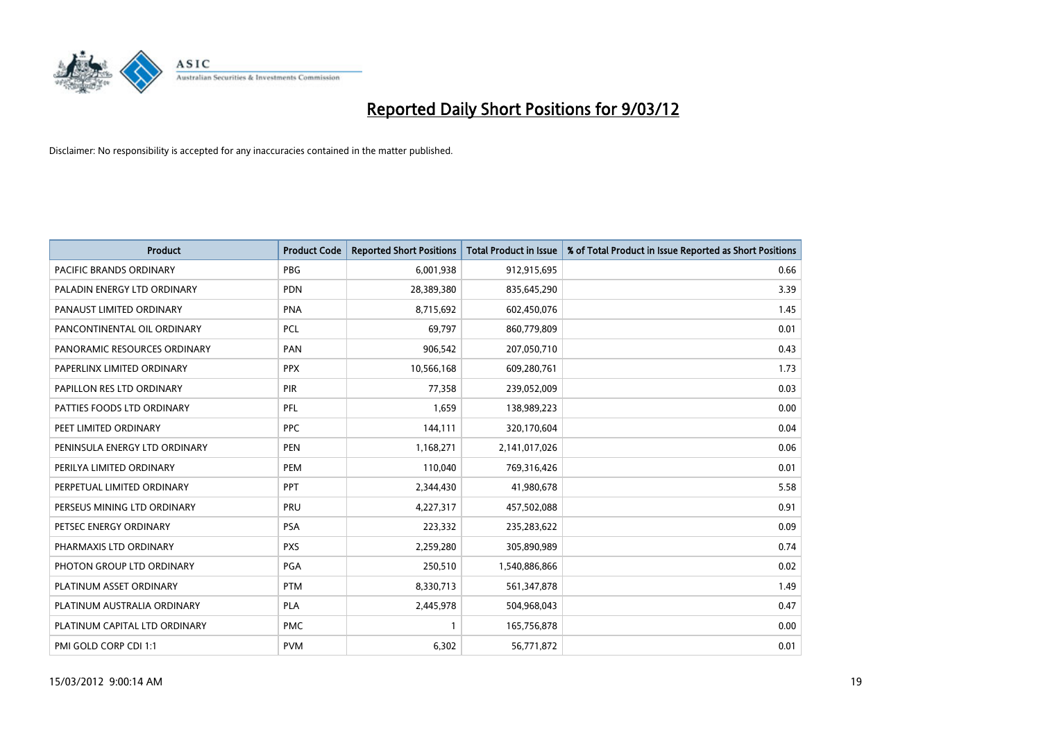# Reported Daily Short Positions for 9/03/12

Disclaimer: No responsibility is accepted for any inaccuracies contained in the matter published.

| Product | Product Code | Reported Short Positions | Total Product in Issue | % of Total Product in Issue Reported as Short Positions |
|---|---|---|---|---|
| PACIFIC BRANDS ORDINARY | PBG | 6,001,938 | 912,915,695 | 0.66 |
| PALADIN ENERGY LTD ORDINARY | PDN | 28,389,380 | 835,645,290 | 3.39 |
| PANAUST LIMITED ORDINARY | PNA | 8,715,692 | 602,450,076 | 1.45 |
| PANCONTINENTAL OIL ORDINARY | PCL | 69,797 | 860,779,809 | 0.01 |
| PANORAMIC RESOURCES ORDINARY | PAN | 906,542 | 207,050,710 | 0.43 |
| PAPERLINX LIMITED ORDINARY | PPX | 10,566,168 | 609,280,761 | 1.73 |
| PAPILLON RES LTD ORDINARY | PIR | 77,358 | 239,052,009 | 0.03 |
| PATTIES FOODS LTD ORDINARY | PFL | 1,659 | 138,989,223 | 0.00 |
| PEET LIMITED ORDINARY | PPC | 144,111 | 320,170,604 | 0.04 |
| PENINSULA ENERGY LTD ORDINARY | PEN | 1,168,271 | 2,141,017,026 | 0.06 |
| PERILYA LIMITED ORDINARY | PEM | 110,040 | 769,316,426 | 0.01 |
| PERPETUAL LIMITED ORDINARY | PPT | 2,344,430 | 41,980,678 | 5.58 |
| PERSEUS MINING LTD ORDINARY | PRU | 4,227,317 | 457,502,088 | 0.91 |
| PETSEC ENERGY ORDINARY | PSA | 223,332 | 235,283,622 | 0.09 |
| PHARMAXIS LTD ORDINARY | PXS | 2,259,280 | 305,890,989 | 0.74 |
| PHOTON GROUP LTD ORDINARY | PGA | 250,510 | 1,540,886,866 | 0.02 |
| PLATINUM ASSET ORDINARY | PTM | 8,330,713 | 561,347,878 | 1.49 |
| PLATINUM AUSTRALIA ORDINARY | PLA | 2,445,978 | 504,968,043 | 0.47 |
| PLATINUM CAPITAL LTD ORDINARY | PMC | 1 | 165,756,878 | 0.00 |
| PMI GOLD CORP CDI 1:1 | PVM | 6,302 | 56,771,872 | 0.01 |

15/03/2012 9:00:14 AM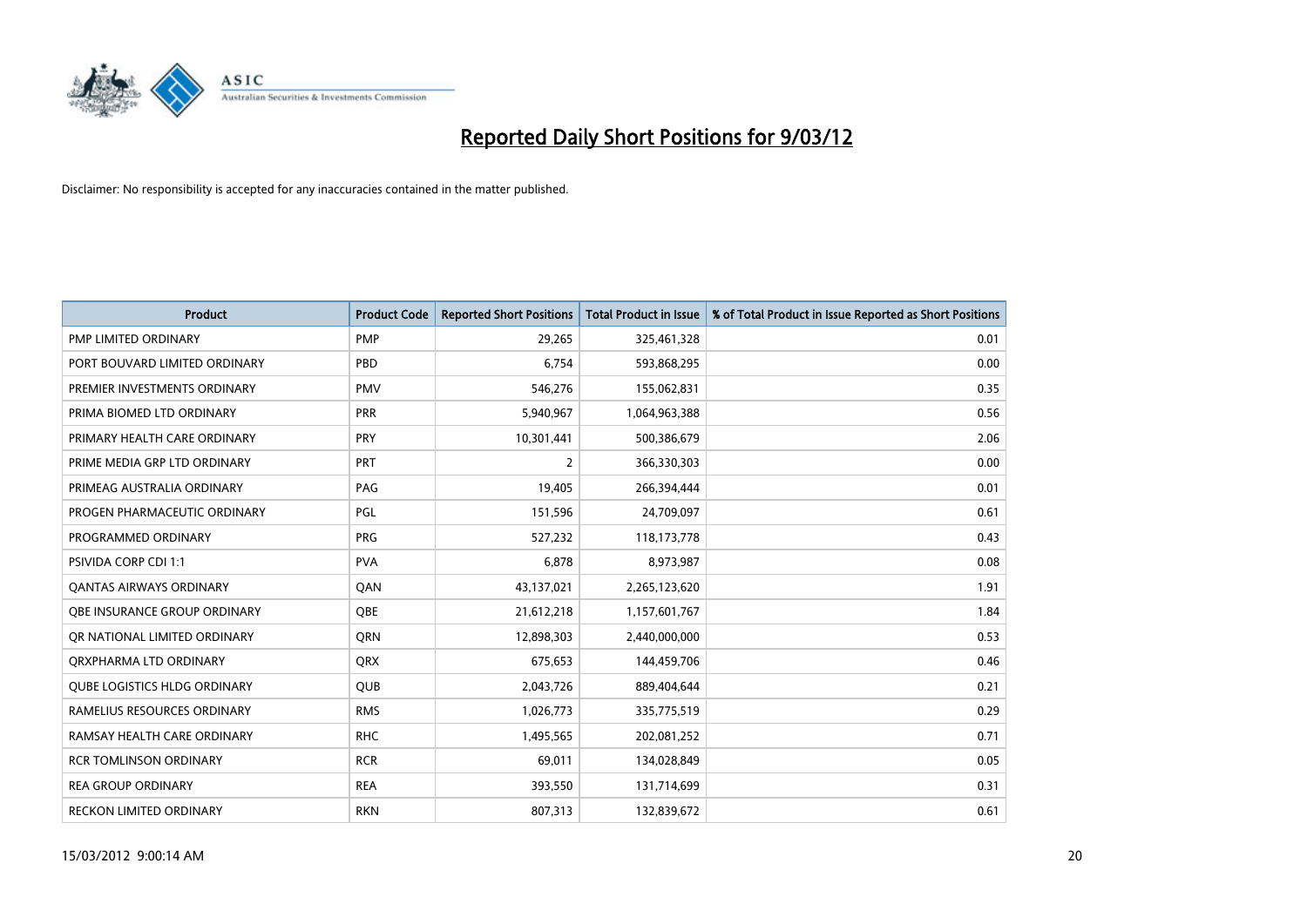# Reported Daily Short Positions for 9/03/12

Disclaimer: No responsibility is accepted for any inaccuracies contained in the matter published.

| Product | Product Code | Reported Short Positions | Total Product in Issue | % of Total Product in Issue Reported as Short Positions |
|---|---|---|---|---|
| PMP LIMITED ORDINARY | PMP | 29,265 | 325,461,328 | 0.01 |
| PORT BOUVARD LIMITED ORDINARY | PBD | 6,754 | 593,868,295 | 0.00 |
| PREMIER INVESTMENTS ORDINARY | PMV | 546,276 | 155,062,831 | 0.35 |
| PRIMA BIOMED LTD ORDINARY | PRR | 5,940,967 | 1,064,963,388 | 0.56 |
| PRIMARY HEALTH CARE ORDINARY | PRY | 10,301,441 | 500,386,679 | 2.06 |
| PRIME MEDIA GRP LTD ORDINARY | PRT | 2 | 366,330,303 | 0.00 |
| PRIMEAG AUSTRALIA ORDINARY | PAG | 19,405 | 266,394,444 | 0.01 |
| PROGEN PHARMACEUTIC ORDINARY | PGL | 151,596 | 24,709,097 | 0.61 |
| PROGRAMMED ORDINARY | PRG | 527,232 | 118,173,778 | 0.43 |
| PSIVIDA CORP CDI 1:1 | PVA | 6,878 | 8,973,987 | 0.08 |
| QANTAS AIRWAYS ORDINARY | QAN | 43,137,021 | 2,265,123,620 | 1.91 |
| QBE INSURANCE GROUP ORDINARY | QBE | 21,612,218 | 1,157,601,767 | 1.84 |
| QR NATIONAL LIMITED ORDINARY | QRN | 12,898,303 | 2,440,000,000 | 0.53 |
| QRXPHARMA LTD ORDINARY | QRX | 675,653 | 144,459,706 | 0.46 |
| QUBE LOGISTICS HLDG ORDINARY | QUB | 2,043,726 | 889,404,644 | 0.21 |
| RAMELIUS RESOURCES ORDINARY | RMS | 1,026,773 | 335,775,519 | 0.29 |
| RAMSAY HEALTH CARE ORDINARY | RHC | 1,495,565 | 202,081,252 | 0.71 |
| RCR TOMLINSON ORDINARY | RCR | 69,011 | 134,028,849 | 0.05 |
| REA GROUP ORDINARY | REA | 393,550 | 131,714,699 | 0.31 |
| RECKON LIMITED ORDINARY | RKN | 807,313 | 132,839,672 | 0.61 |

15/03/2012 9:00:14 AM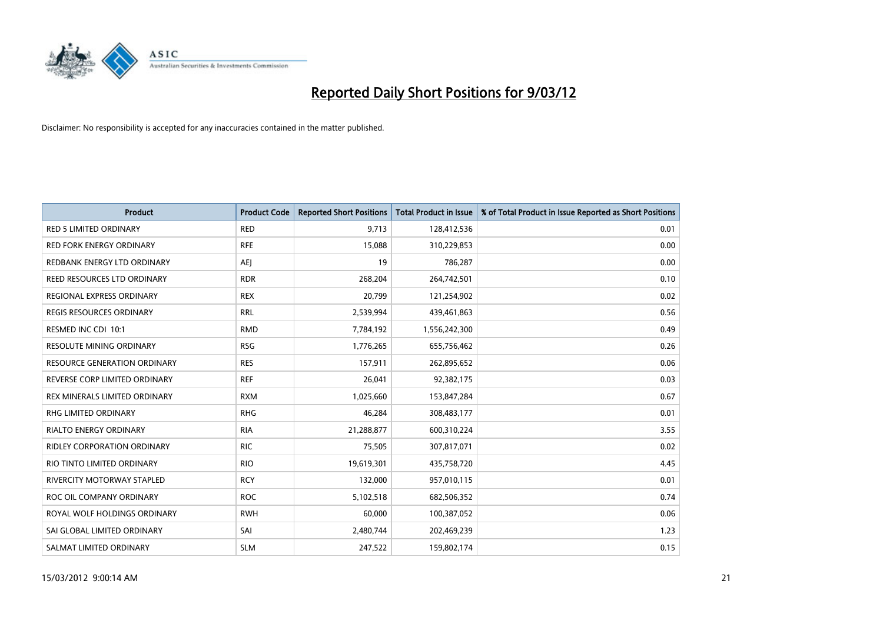# Reported Daily Short Positions for 9/03/12

Disclaimer: No responsibility is accepted for any inaccuracies contained in the matter published.

| Product | Product Code | Reported Short Positions | Total Product in Issue | % of Total Product in Issue Reported as Short Positions |
|---|---|---|---|---|
| RED 5 LIMITED ORDINARY | RED | 9,713 | 128,412,536 | 0.01 |
| RED FORK ENERGY ORDINARY | RFE | 15,088 | 310,229,853 | 0.00 |
| REDBANK ENERGY LTD ORDINARY | AEJ | 19 | 786,287 | 0.00 |
| REED RESOURCES LTD ORDINARY | RDR | 268,204 | 264,742,501 | 0.10 |
| REGIONAL EXPRESS ORDINARY | REX | 20,799 | 121,254,902 | 0.02 |
| REGIS RESOURCES ORDINARY | RRL | 2,539,994 | 439,461,863 | 0.56 |
| RESMED INC CDI 10:1 | RMD | 7,784,192 | 1,556,242,300 | 0.49 |
| RESOLUTE MINING ORDINARY | RSG | 1,776,265 | 655,756,462 | 0.26 |
| RESOURCE GENERATION ORDINARY | RES | 157,911 | 262,895,652 | 0.06 |
| REVERSE CORP LIMITED ORDINARY | REF | 26,041 | 92,382,175 | 0.03 |
| REX MINERALS LIMITED ORDINARY | RXM | 1,025,660 | 153,847,284 | 0.67 |
| RHG LIMITED ORDINARY | RHG | 46,284 | 308,483,177 | 0.01 |
| RIALTO ENERGY ORDINARY | RIA | 21,288,877 | 600,310,224 | 3.55 |
| RIDLEY CORPORATION ORDINARY | RIC | 75,505 | 307,817,071 | 0.02 |
| RIO TINTO LIMITED ORDINARY | RIO | 19,619,301 | 435,758,720 | 4.45 |
| RIVERCITY MOTORWAY STAPLED | RCY | 132,000 | 957,010,115 | 0.01 |
| ROC OIL COMPANY ORDINARY | ROC | 5,102,518 | 682,506,352 | 0.74 |
| ROYAL WOLF HOLDINGS ORDINARY | RWH | 60,000 | 100,387,052 | 0.06 |
| SAI GLOBAL LIMITED ORDINARY | SAI | 2,480,744 | 202,469,239 | 1.23 |
| SALMAT LIMITED ORDINARY | SLM | 247,522 | 159,802,174 | 0.15 |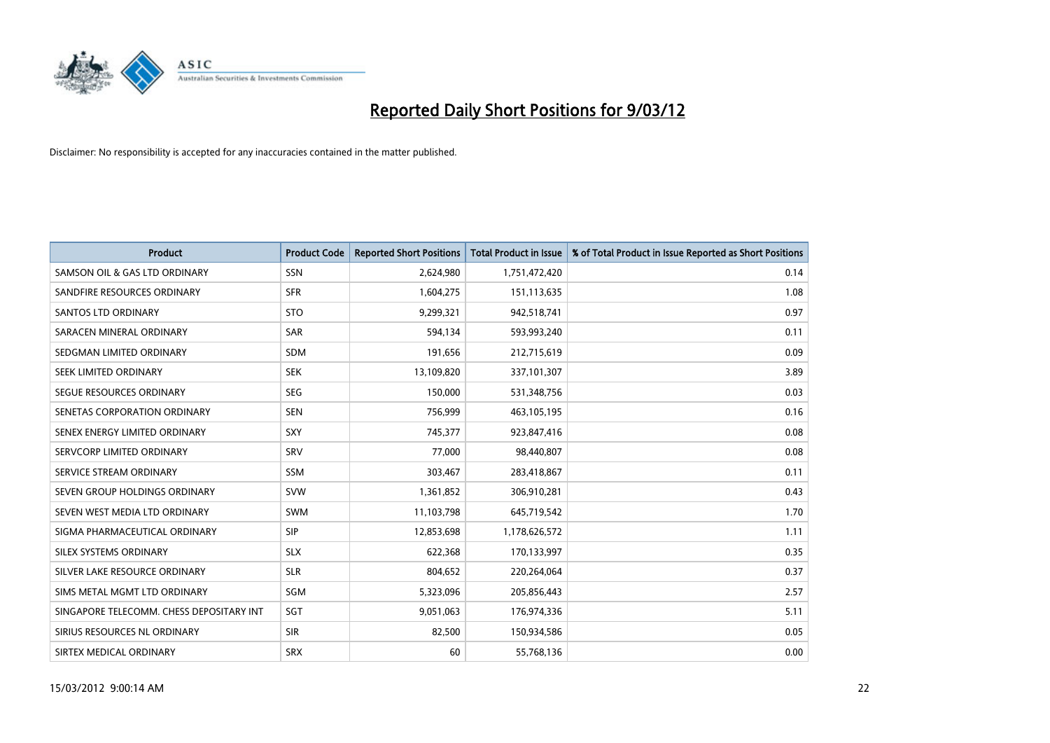# Reported Daily Short Positions for 9/03/12

Disclaimer: No responsibility is accepted for any inaccuracies contained in the matter published.

| Product | Product Code | Reported Short Positions | Total Product in Issue | % of Total Product in Issue Reported as Short Positions |
|---|---|---|---|---|
| SAMSON OIL & GAS LTD ORDINARY | SSN | 2,624,980 | 1,751,472,420 | 0.14 |
| SANDFIRE RESOURCES ORDINARY | SFR | 1,604,275 | 151,113,635 | 1.08 |
| SANTOS LTD ORDINARY | STO | 9,299,321 | 942,518,741 | 0.97 |
| SARACEN MINERAL ORDINARY | SAR | 594,134 | 593,993,240 | 0.11 |
| SEDGMAN LIMITED ORDINARY | SDM | 191,656 | 212,715,619 | 0.09 |
| SEEK LIMITED ORDINARY | SEK | 13,109,820 | 337,101,307 | 3.89 |
| SEGUE RESOURCES ORDINARY | SEG | 150,000 | 531,348,756 | 0.03 |
| SENETAS CORPORATION ORDINARY | SEN | 756,999 | 463,105,195 | 0.16 |
| SENEX ENERGY LIMITED ORDINARY | SXY | 745,377 | 923,847,416 | 0.08 |
| SERVCORP LIMITED ORDINARY | SRV | 77,000 | 98,440,807 | 0.08 |
| SERVICE STREAM ORDINARY | SSM | 303,467 | 283,418,867 | 0.11 |
| SEVEN GROUP HOLDINGS ORDINARY | SVW | 1,361,852 | 306,910,281 | 0.43 |
| SEVEN WEST MEDIA LTD ORDINARY | SWM | 11,103,798 | 645,719,542 | 1.70 |
| SIGMA PHARMACEUTICAL ORDINARY | SIP | 12,853,698 | 1,178,626,572 | 1.11 |
| SILEX SYSTEMS ORDINARY | SLX | 622,368 | 170,133,997 | 0.35 |
| SILVER LAKE RESOURCE ORDINARY | SLR | 804,652 | 220,264,064 | 0.37 |
| SIMS METAL MGMT LTD ORDINARY | SGM | 5,323,096 | 205,856,443 | 2.57 |
| SINGAPORE TELECOMM. CHESS DEPOSITARY INT | SGT | 9,051,063 | 176,974,336 | 5.11 |
| SIRIUS RESOURCES NL ORDINARY | SIR | 82,500 | 150,934,586 | 0.05 |
| SIRTEX MEDICAL ORDINARY | SRX | 60 | 55,768,136 | 0.00 |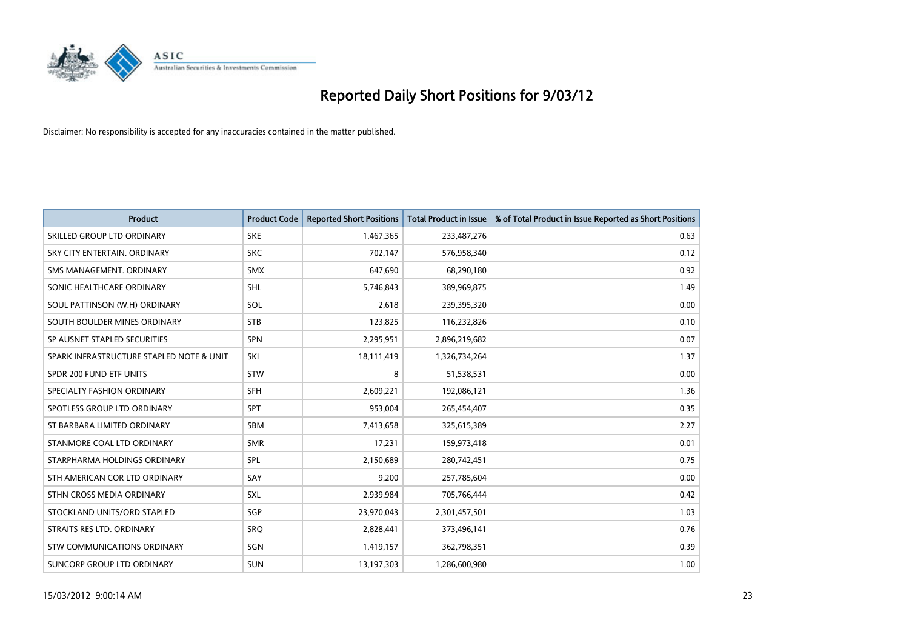# Reported Daily Short Positions for 9/03/12

Disclaimer: No responsibility is accepted for any inaccuracies contained in the matter published.

| Product | Product Code | Reported Short Positions | Total Product in Issue | % of Total Product in Issue Reported as Short Positions |
| --- | --- | --- | --- | --- |
| SKILLED GROUP LTD ORDINARY | SKE | 1,467,365 | 233,487,276 | 0.63 |
| SKY CITY ENTERTAIN. ORDINARY | SKC | 702,147 | 576,958,340 | 0.12 |
| SMS MANAGEMENT. ORDINARY | SMX | 647,690 | 68,290,180 | 0.92 |
| SONIC HEALTHCARE ORDINARY | SHL | 5,746,843 | 389,969,875 | 1.49 |
| SOUL PATTINSON (W.H) ORDINARY | SOL | 2,618 | 239,395,320 | 0.00 |
| SOUTH BOULDER MINES ORDINARY | STB | 123,825 | 116,232,826 | 0.10 |
| SP AUSNET STAPLED SECURITIES | SPN | 2,295,951 | 2,896,219,682 | 0.07 |
| SPARK INFRASTRUCTURE STAPLED NOTE & UNIT | SKI | 18,111,419 | 1,326,734,264 | 1.37 |
| SPDR 200 FUND ETF UNITS | STW | 8 | 51,538,531 | 0.00 |
| SPECIALTY FASHION ORDINARY | SFH | 2,609,221 | 192,086,121 | 1.36 |
| SPOTLESS GROUP LTD ORDINARY | SPT | 953,004 | 265,454,407 | 0.35 |
| ST BARBARA LIMITED ORDINARY | SBM | 7,413,658 | 325,615,389 | 2.27 |
| STANMORE COAL LTD ORDINARY | SMR | 17,231 | 159,973,418 | 0.01 |
| STARPHARMA HOLDINGS ORDINARY | SPL | 2,150,689 | 280,742,451 | 0.75 |
| STH AMERICAN COR LTD ORDINARY | SAY | 9,200 | 257,785,604 | 0.00 |
| STHN CROSS MEDIA ORDINARY | SXL | 2,939,984 | 705,766,444 | 0.42 |
| STOCKLAND UNITS/ORD STAPLED | SGP | 23,970,043 | 2,301,457,501 | 1.03 |
| STRAITS RES LTD. ORDINARY | SRQ | 2,828,441 | 373,496,141 | 0.76 |
| STW COMMUNICATIONS ORDINARY | SGN | 1,419,157 | 362,798,351 | 0.39 |
| SUNCORP GROUP LTD ORDINARY | SUN | 13,197,303 | 1,286,600,980 | 1.00 |

15/03/2012 9:00:14 AM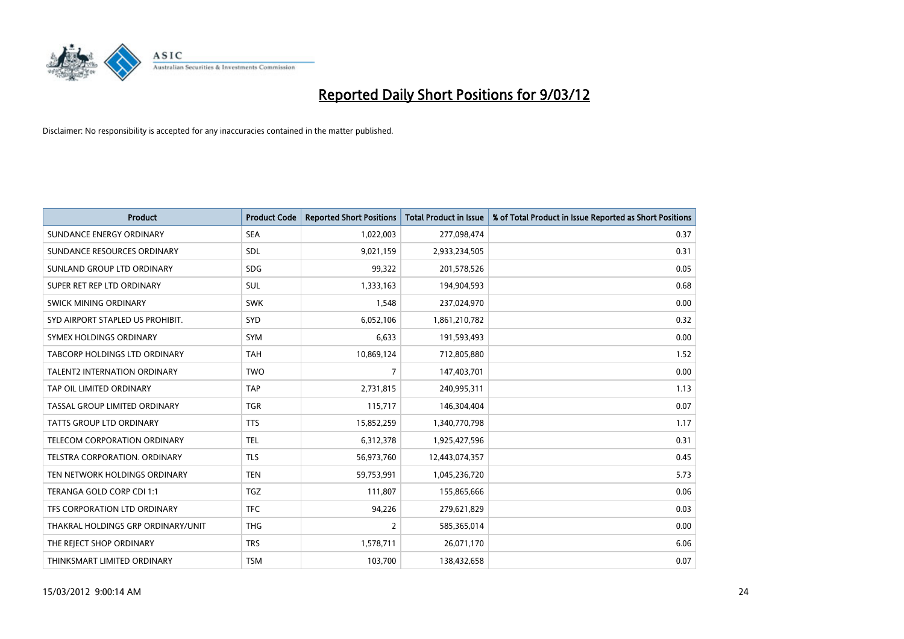# Reported Daily Short Positions for 9/03/12

Disclaimer: No responsibility is accepted for any inaccuracies contained in the matter published.

| Product | Product Code | Reported Short Positions | Total Product in Issue | % of Total Product in Issue Reported as Short Positions |
|---|---|---|---|---|
| SUNDANCE ENERGY ORDINARY | SEA | 1,022,003 | 277,098,474 | 0.37 |
| SUNDANCE RESOURCES ORDINARY | SDL | 9,021,159 | 2,933,234,505 | 0.31 |
| SUNLAND GROUP LTD ORDINARY | SDG | 99,322 | 201,578,526 | 0.05 |
| SUPER RET REP LTD ORDINARY | SUL | 1,333,163 | 194,904,593 | 0.68 |
| SWICK MINING ORDINARY | SWK | 1,548 | 237,024,970 | 0.00 |
| SYD AIRPORT STAPLED US PROHIBIT. | SYD | 6,052,106 | 1,861,210,782 | 0.32 |
| SYMEX HOLDINGS ORDINARY | SYM | 6,633 | 191,593,493 | 0.00 |
| TABCORP HOLDINGS LTD ORDINARY | TAH | 10,869,124 | 712,805,880 | 1.52 |
| TALENT2 INTERNATION ORDINARY | TWO | 7 | 147,403,701 | 0.00 |
| TAP OIL LIMITED ORDINARY | TAP | 2,731,815 | 240,995,311 | 1.13 |
| TASSAL GROUP LIMITED ORDINARY | TGR | 115,717 | 146,304,404 | 0.07 |
| TATTS GROUP LTD ORDINARY | TTS | 15,852,259 | 1,340,770,798 | 1.17 |
| TELECOM CORPORATION ORDINARY | TEL | 6,312,378 | 1,925,427,596 | 0.31 |
| TELSTRA CORPORATION. ORDINARY | TLS | 56,973,760 | 12,443,074,357 | 0.45 |
| TEN NETWORK HOLDINGS ORDINARY | TEN | 59,753,991 | 1,045,236,720 | 5.73 |
| TERANGA GOLD CORP CDI 1:1 | TGZ | 111,807 | 155,865,666 | 0.06 |
| TFS CORPORATION LTD ORDINARY | TFC | 94,226 | 279,621,829 | 0.03 |
| THAKRAL HOLDINGS GRP ORDINARY/UNIT | THG | 2 | 585,365,014 | 0.00 |
| THE REJECT SHOP ORDINARY | TRS | 1,578,711 | 26,071,170 | 6.06 |
| THINKSMART LIMITED ORDINARY | TSM | 103,700 | 138,432,658 | 0.07 |

15/03/2012 9:00:14 AM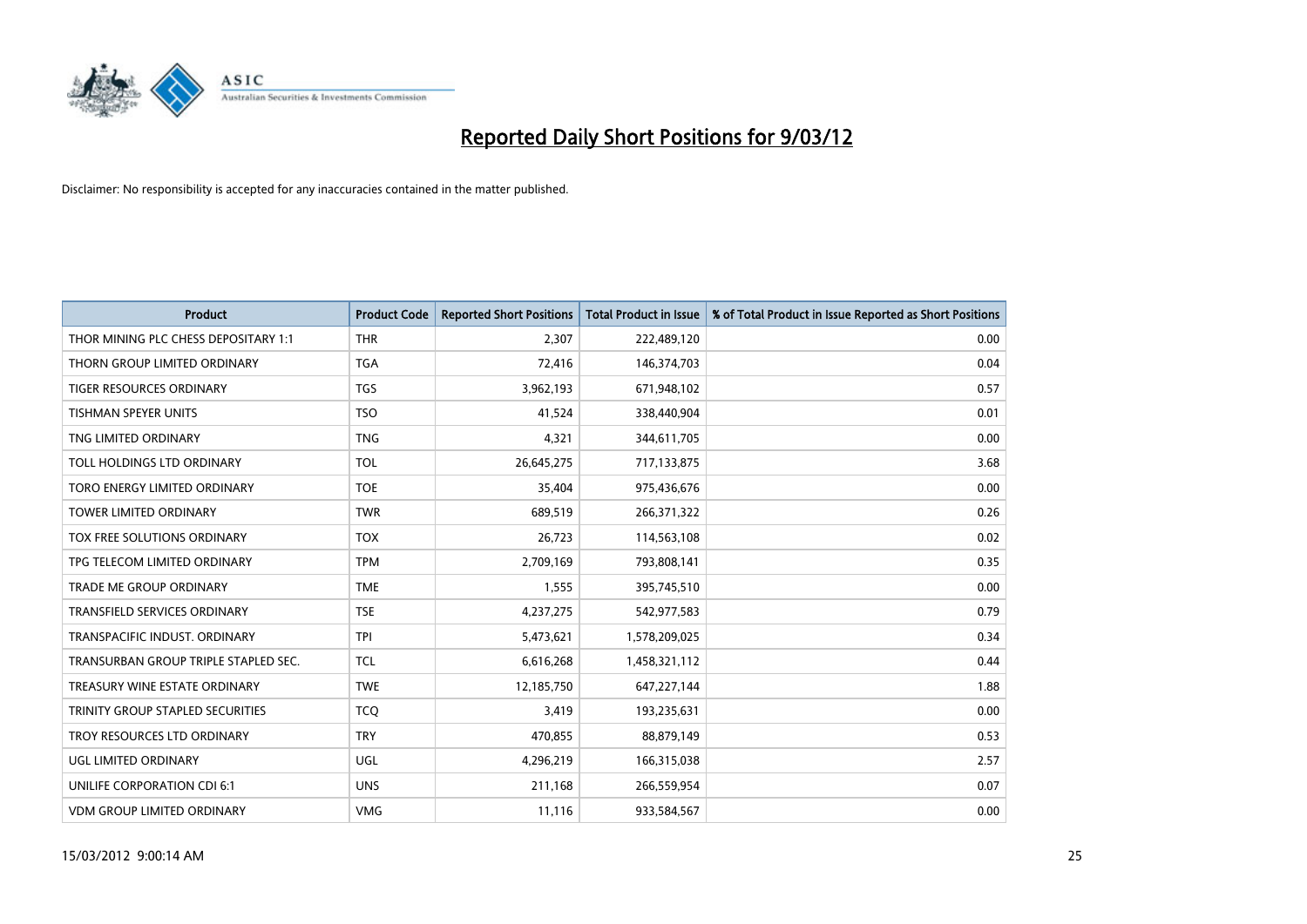# Reported Daily Short Positions for 9/03/12

Disclaimer: No responsibility is accepted for any inaccuracies contained in the matter published.

| Product | Product Code | Reported Short Positions | Total Product in Issue | % of Total Product in Issue Reported as Short Positions |
|---|---|---|---|---|
| THOR MINING PLC CHESS DEPOSITARY 1:1 | THR | 2,307 | 222,489,120 | 0.00 |
| THORN GROUP LIMITED ORDINARY | TGA | 72,416 | 146,374,703 | 0.04 |
| TIGER RESOURCES ORDINARY | TGS | 3,962,193 | 671,948,102 | 0.57 |
| TISHMAN SPEYER UNITS | TSO | 41,524 | 338,440,904 | 0.01 |
| TNG LIMITED ORDINARY | TNG | 4,321 | 344,611,705 | 0.00 |
| TOLL HOLDINGS LTD ORDINARY | TOL | 26,645,275 | 717,133,875 | 3.68 |
| TORO ENERGY LIMITED ORDINARY | TOE | 35,404 | 975,436,676 | 0.00 |
| TOWER LIMITED ORDINARY | TWR | 689,519 | 266,371,322 | 0.26 |
| TOX FREE SOLUTIONS ORDINARY | TOX | 26,723 | 114,563,108 | 0.02 |
| TPG TELECOM LIMITED ORDINARY | TPM | 2,709,169 | 793,808,141 | 0.35 |
| TRADE ME GROUP ORDINARY | TME | 1,555 | 395,745,510 | 0.00 |
| TRANSFIELD SERVICES ORDINARY | TSE | 4,237,275 | 542,977,583 | 0.79 |
| TRANSPACIFIC INDUST. ORDINARY | TPI | 5,473,621 | 1,578,209,025 | 0.34 |
| TRANSURBAN GROUP TRIPLE STAPLED SEC. | TCL | 6,616,268 | 1,458,321,112 | 0.44 |
| TREASURY WINE ESTATE ORDINARY | TWE | 12,185,750 | 647,227,144 | 1.88 |
| TRINITY GROUP STAPLED SECURITIES | TCQ | 3,419 | 193,235,631 | 0.00 |
| TROY RESOURCES LTD ORDINARY | TRY | 470,855 | 88,879,149 | 0.53 |
| UGL LIMITED ORDINARY | UGL | 4,296,219 | 166,315,038 | 2.57 |
| UNILIFE CORPORATION CDI 6:1 | UNS | 211,168 | 266,559,954 | 0.07 |
| VDM GROUP LIMITED ORDINARY | VMG | 11,116 | 933,584,567 | 0.00 |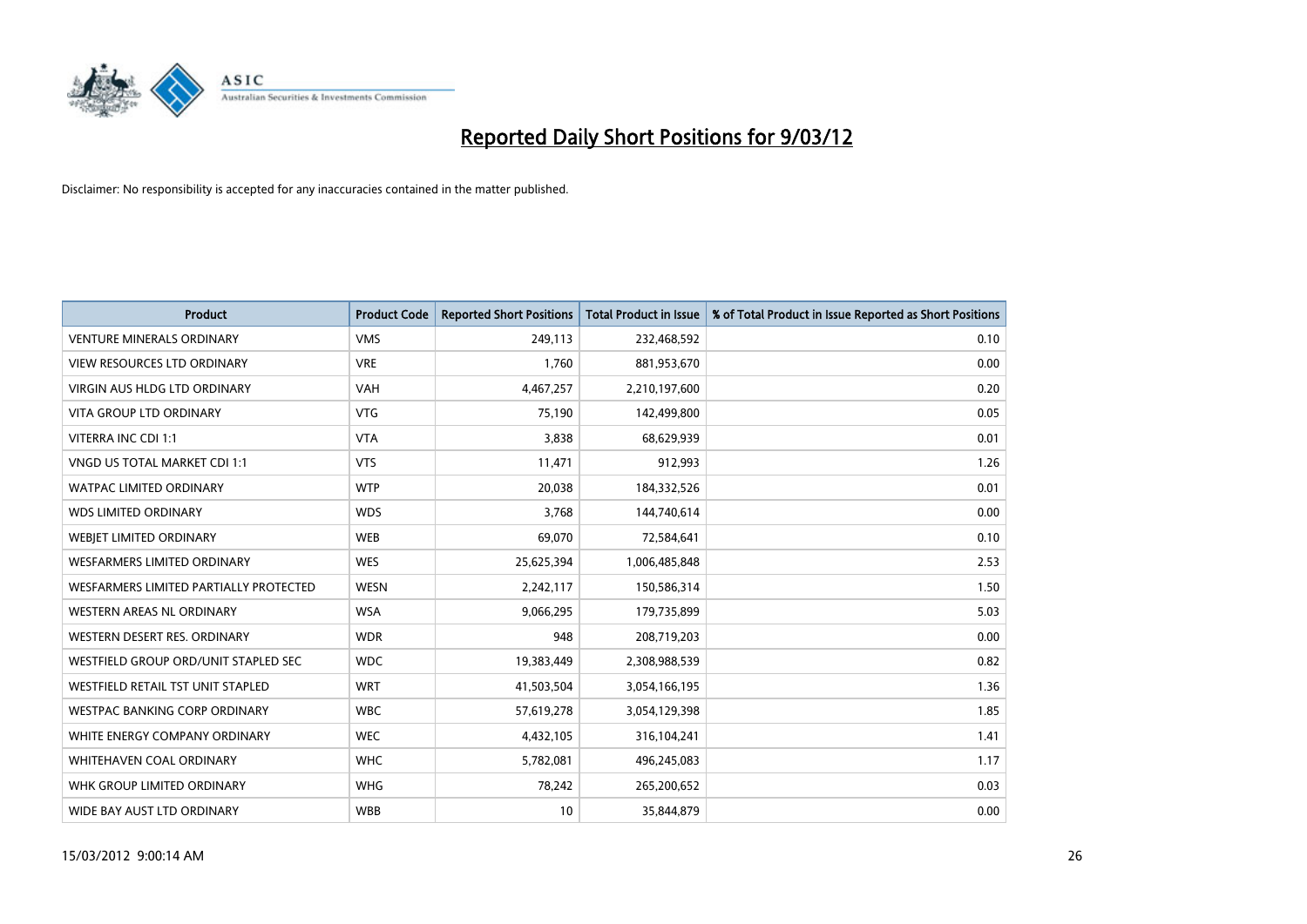# Reported Daily Short Positions for 9/03/12

Disclaimer: No responsibility is accepted for any inaccuracies contained in the matter published.

| Product | Product Code | Reported Short Positions | Total Product in Issue | % of Total Product in Issue Reported as Short Positions |
|---|---|---|---|---|
| VENTURE MINERALS ORDINARY | VMS | 249,113 | 232,468,592 | 0.10 |
| VIEW RESOURCES LTD ORDINARY | VRE | 1,760 | 881,953,670 | 0.00 |
| VIRGIN AUS HLDG LTD ORDINARY | VAH | 4,467,257 | 2,210,197,600 | 0.20 |
| VITA GROUP LTD ORDINARY | VTG | 75,190 | 142,499,800 | 0.05 |
| VITERRA INC CDI 1:1 | VTA | 3,838 | 68,629,939 | 0.01 |
| VNGD US TOTAL MARKET CDI 1:1 | VTS | 11,471 | 912,993 | 1.26 |
| WATPAC LIMITED ORDINARY | WTP | 20,038 | 184,332,526 | 0.01 |
| WDS LIMITED ORDINARY | WDS | 3,768 | 144,740,614 | 0.00 |
| WEBJET LIMITED ORDINARY | WEB | 69,070 | 72,584,641 | 0.10 |
| WESFARMERS LIMITED ORDINARY | WES | 25,625,394 | 1,006,485,848 | 2.53 |
| WESFARMERS LIMITED PARTIALLY PROTECTED | WESN | 2,242,117 | 150,586,314 | 1.50 |
| WESTERN AREAS NL ORDINARY | WSA | 9,066,295 | 179,735,899 | 5.03 |
| WESTERN DESERT RES. ORDINARY | WDR | 948 | 208,719,203 | 0.00 |
| WESTFIELD GROUP ORD/UNIT STAPLED SEC | WDC | 19,383,449 | 2,308,988,539 | 0.82 |
| WESTFIELD RETAIL TST UNIT STAPLED | WRT | 41,503,504 | 3,054,166,195 | 1.36 |
| WESTPAC BANKING CORP ORDINARY | WBC | 57,619,278 | 3,054,129,398 | 1.85 |
| WHITE ENERGY COMPANY ORDINARY | WEC | 4,432,105 | 316,104,241 | 1.41 |
| WHITEHAVEN COAL ORDINARY | WHC | 5,782,081 | 496,245,083 | 1.17 |
| WHK GROUP LIMITED ORDINARY | WHG | 78,242 | 265,200,652 | 0.03 |
| WIDE BAY AUST LTD ORDINARY | WBB | 10 | 35,844,879 | 0.00 |

15/03/2012 9:00:14 AM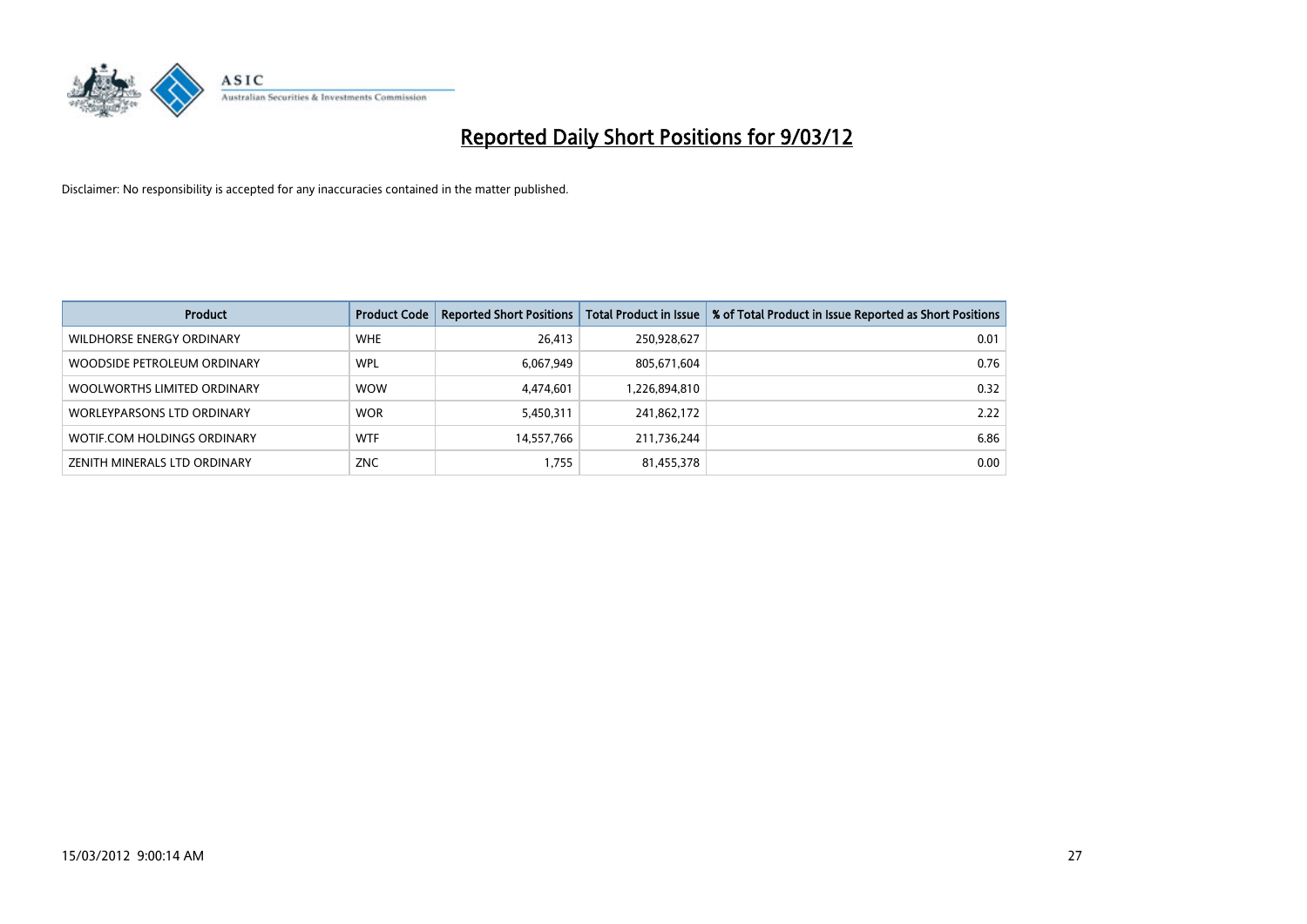# Reported Daily Short Positions for 9/03/12

Disclaimer: No responsibility is accepted for any inaccuracies contained in the matter published.

| Product | Product Code | Reported Short Positions | Total Product in Issue | % of Total Product in Issue Reported as Short Positions |
|---|---|---|---|---|
| WILDHORSE ENERGY ORDINARY | WHE | 26,413 | 250,928,627 | 0.01 |
| WOODSIDE PETROLEUM ORDINARY | WPL | 6,067,949 | 805,671,604 | 0.76 |
| WOOLWORTHS LIMITED ORDINARY | WOW | 4,474,601 | 1,226,894,810 | 0.32 |
| WORLEYPARSONS LTD ORDINARY | WOR | 5,450,311 | 241,862,172 | 2.22 |
| WOTIF.COM HOLDINGS ORDINARY | WTF | 14,557,766 | 211,736,244 | 6.86 |
| ZENITH MINERALS LTD ORDINARY | ZNC | 1,755 | 81,455,378 | 0.00 |